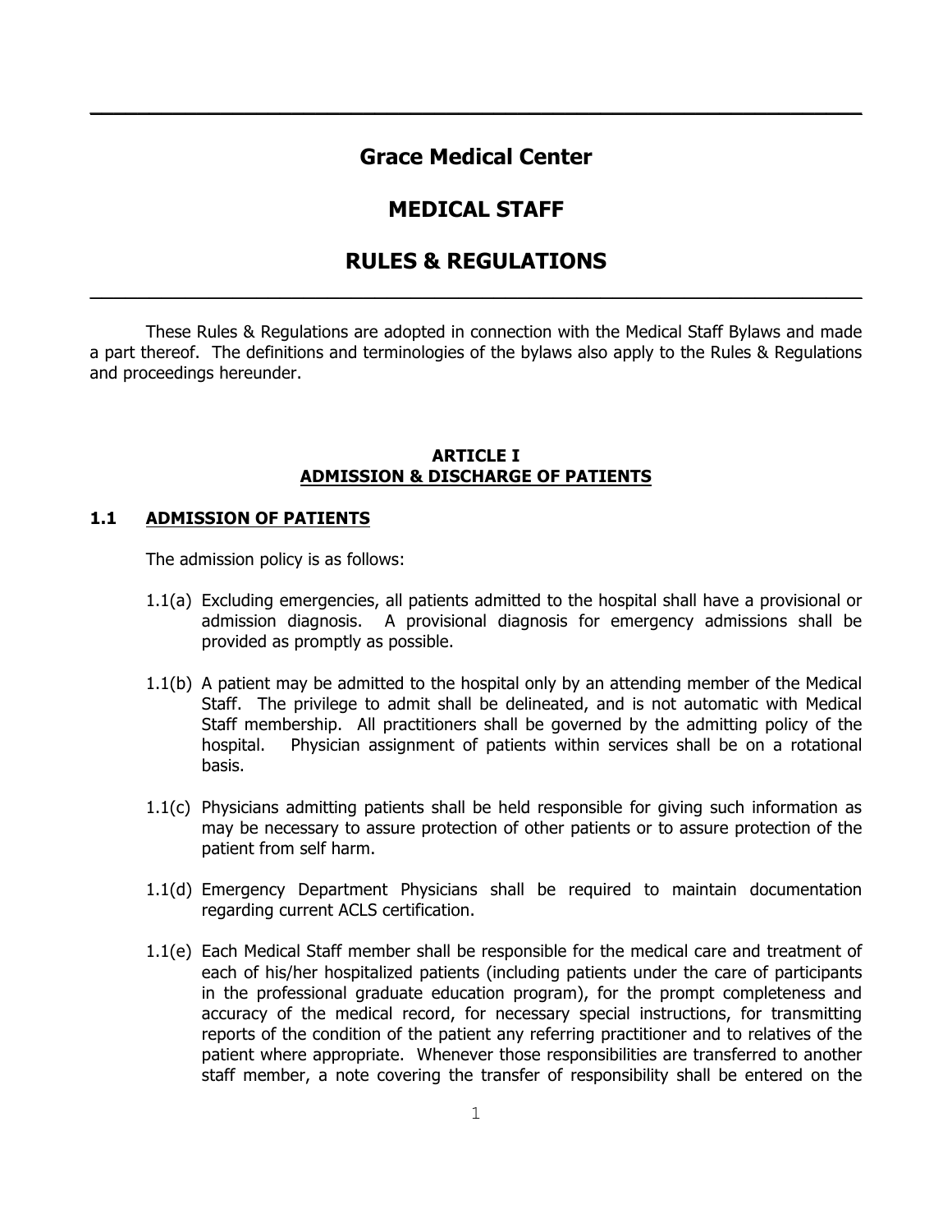# Grace Medical Center

# MEDICAL STAFF

# RULES & REGULATIONS

These Rules & Regulations are adopted in connection with the Medical Staff Bylaws and made a part thereof. The definitions and terminologies of the bylaws also apply to the Rules & Regulations and proceedings hereunder.

## ARTICLE I
## ADMISSION & DISCHARGE OF PATIENTS

### 1.1 ADMISSION OF PATIENTS

The admission policy is as follows:

1.1(a) Excluding emergencies, all patients admitted to the hospital shall have a provisional or admission diagnosis. A provisional diagnosis for emergency admissions shall be provided as promptly as possible.

1.1(b) A patient may be admitted to the hospital only by an attending member of the Medical Staff. The privilege to admit shall be delineated, and is not automatic with Medical Staff membership. All practitioners shall be governed by the admitting policy of the hospital. Physician assignment of patients within services shall be on a rotational basis.

1.1(c) Physicians admitting patients shall be held responsible for giving such information as may be necessary to assure protection of other patients or to assure protection of the patient from self harm.

1.1(d) Emergency Department Physicians shall be required to maintain documentation regarding current ACLS certification.

1.1(e) Each Medical Staff member shall be responsible for the medical care and treatment of each of his/her hospitalized patients (including patients under the care of participants in the professional graduate education program), for the prompt completeness and accuracy of the medical record, for necessary special instructions, for transmitting reports of the condition of the patient any referring practitioner and to relatives of the patient where appropriate. Whenever those responsibilities are transferred to another staff member, a note covering the transfer of responsibility shall be entered on the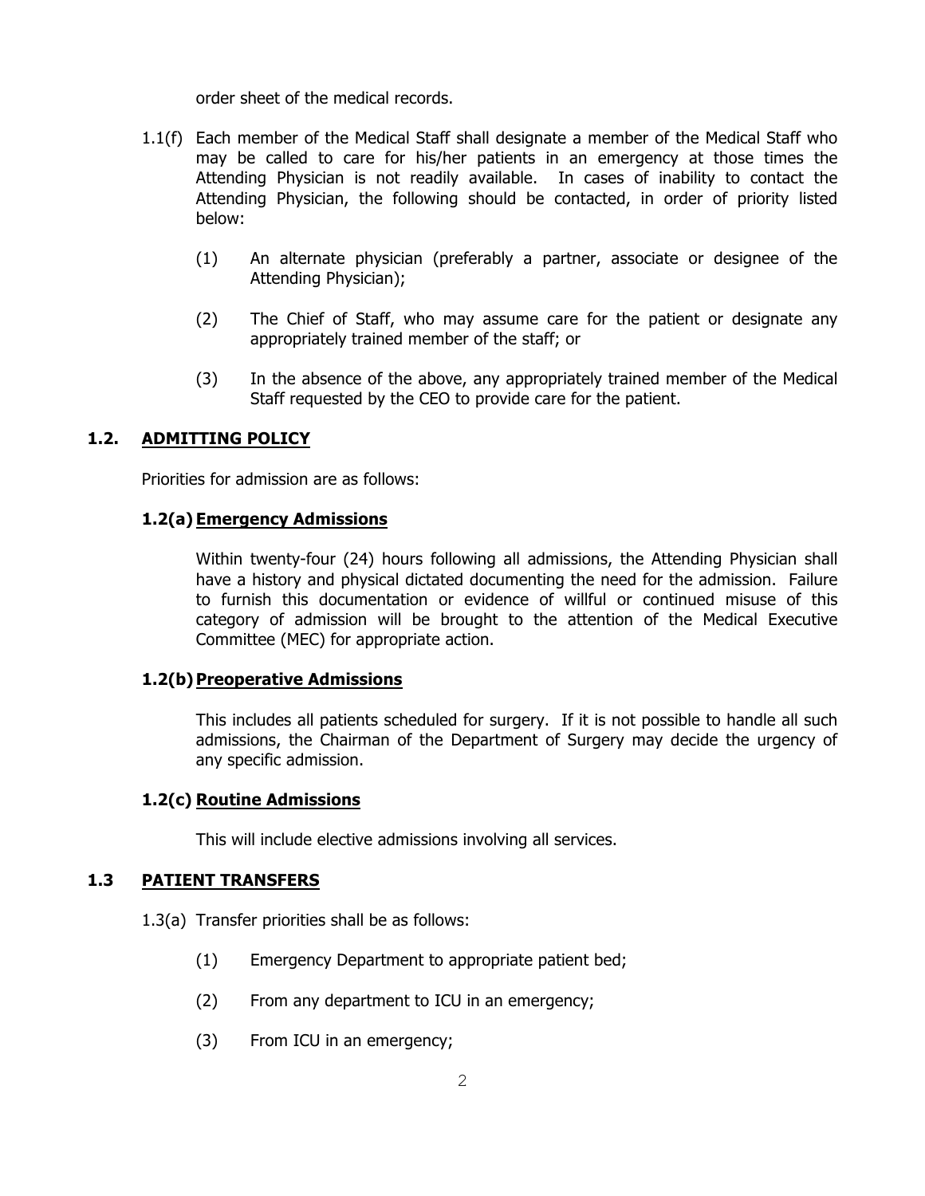order sheet of the medical records.

1.1(f) Each member of the Medical Staff shall designate a member of the Medical Staff who may be called to care for his/her patients in an emergency at those times the Attending Physician is not readily available. In cases of inability to contact the Attending Physician, the following should be contacted, in order of priority listed below:

(1) An alternate physician (preferably a partner, associate or designee of the Attending Physician);

(2) The Chief of Staff, who may assume care for the patient or designate any appropriately trained member of the staff; or

(3) In the absence of the above, any appropriately trained member of the Medical Staff requested by the CEO to provide care for the patient.

## 1.2. ADMITTING POLICY

Priorities for admission are as follows:

### 1.2(a) Emergency Admissions

Within twenty-four (24) hours following all admissions, the Attending Physician shall have a history and physical dictated documenting the need for the admission. Failure to furnish this documentation or evidence of willful or continued misuse of this category of admission will be brought to the attention of the Medical Executive Committee (MEC) for appropriate action.

### 1.2(b) Preoperative Admissions

This includes all patients scheduled for surgery. If it is not possible to handle all such admissions, the Chairman of the Department of Surgery may decide the urgency of any specific admission.

### 1.2(c) Routine Admissions

This will include elective admissions involving all services.

## 1.3 PATIENT TRANSFERS

1.3(a) Transfer priorities shall be as follows:

(1) Emergency Department to appropriate patient bed;

(2) From any department to ICU in an emergency;

(3) From ICU in an emergency;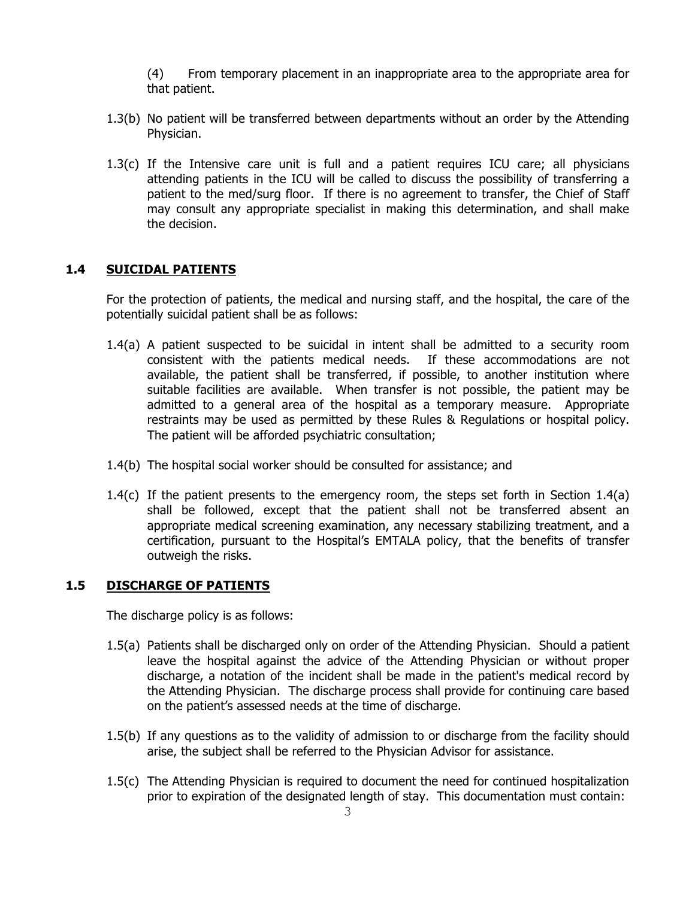(4) From temporary placement in an inappropriate area to the appropriate area for that patient.

1.3(b) No patient will be transferred between departments without an order by the Attending Physician.

1.3(c) If the Intensive care unit is full and a patient requires ICU care; all physicians attending patients in the ICU will be called to discuss the possibility of transferring a patient to the med/surg floor. If there is no agreement to transfer, the Chief of Staff may consult any appropriate specialist in making this determination, and shall make the decision.

## 1.4 SUICIDAL PATIENTS

For the protection of patients, the medical and nursing staff, and the hospital, the care of the potentially suicidal patient shall be as follows:

1.4(a) A patient suspected to be suicidal in intent shall be admitted to a security room consistent with the patients medical needs. If these accommodations are not available, the patient shall be transferred, if possible, to another institution where suitable facilities are available. When transfer is not possible, the patient may be admitted to a general area of the hospital as a temporary measure. Appropriate restraints may be used as permitted by these Rules & Regulations or hospital policy. The patient will be afforded psychiatric consultation;

1.4(b) The hospital social worker should be consulted for assistance; and

1.4(c) If the patient presents to the emergency room, the steps set forth in Section 1.4(a) shall be followed, except that the patient shall not be transferred absent an appropriate medical screening examination, any necessary stabilizing treatment, and a certification, pursuant to the Hospital's EMTALA policy, that the benefits of transfer outweigh the risks.

## 1.5 DISCHARGE OF PATIENTS

The discharge policy is as follows:

1.5(a) Patients shall be discharged only on order of the Attending Physician. Should a patient leave the hospital against the advice of the Attending Physician or without proper discharge, a notation of the incident shall be made in the patient's medical record by the Attending Physician. The discharge process shall provide for continuing care based on the patient's assessed needs at the time of discharge.

1.5(b) If any questions as to the validity of admission to or discharge from the facility should arise, the subject shall be referred to the Physician Advisor for assistance.

1.5(c) The Attending Physician is required to document the need for continued hospitalization prior to expiration of the designated length of stay. This documentation must contain: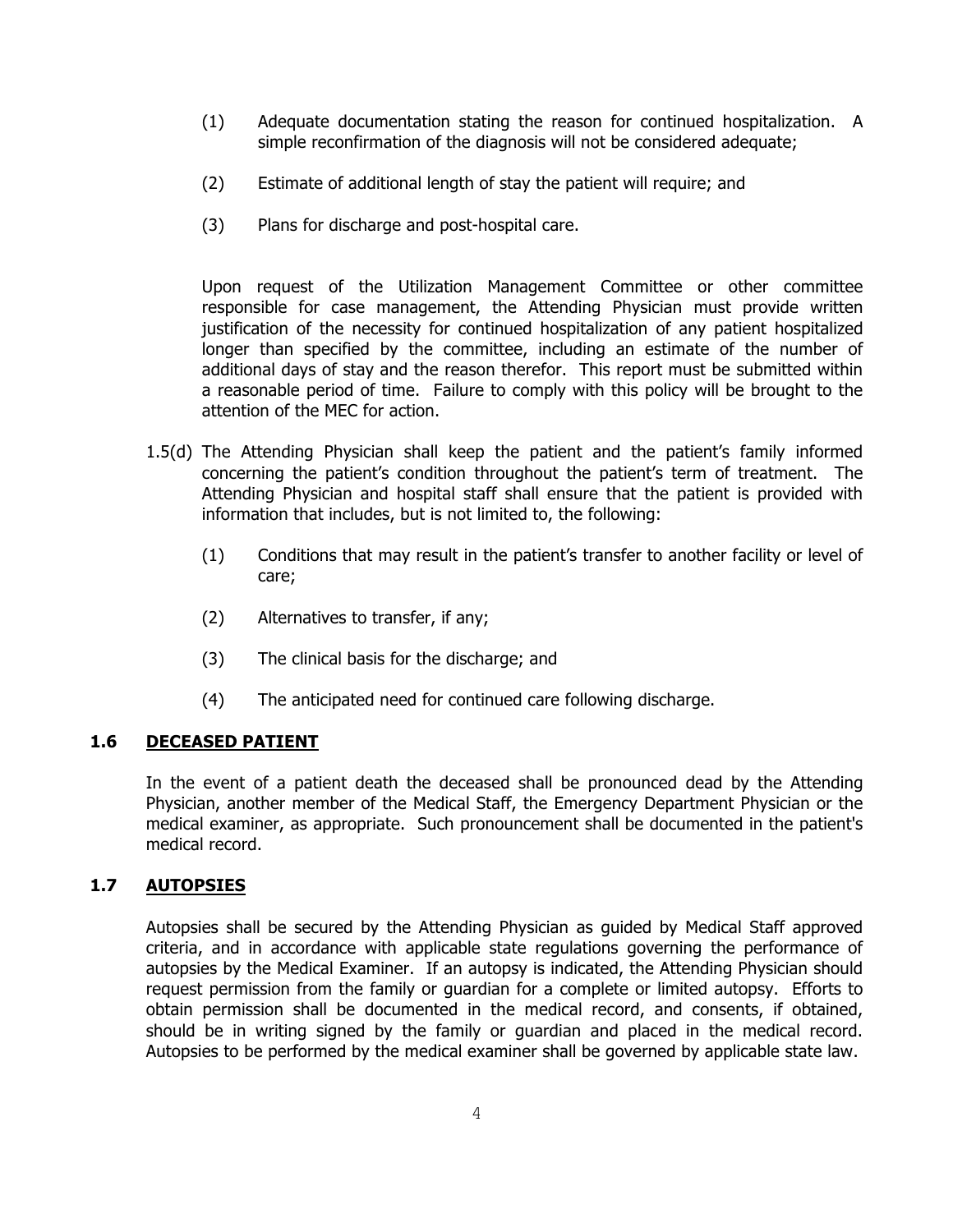(1) Adequate documentation stating the reason for continued hospitalization. A simple reconfirmation of the diagnosis will not be considered adequate;

(2) Estimate of additional length of stay the patient will require; and

(3) Plans for discharge and post-hospital care.

Upon request of the Utilization Management Committee or other committee responsible for case management, the Attending Physician must provide written justification of the necessity for continued hospitalization of any patient hospitalized longer than specified by the committee, including an estimate of the number of additional days of stay and the reason therefor. This report must be submitted within a reasonable period of time. Failure to comply with this policy will be brought to the attention of the MEC for action.

1.5(d) The Attending Physician shall keep the patient and the patient's family informed concerning the patient's condition throughout the patient's term of treatment. The Attending Physician and hospital staff shall ensure that the patient is provided with information that includes, but is not limited to, the following:

(1) Conditions that may result in the patient's transfer to another facility or level of care;

(2) Alternatives to transfer, if any;

(3) The clinical basis for the discharge; and

(4) The anticipated need for continued care following discharge.

## 1.6 DECEASED PATIENT

In the event of a patient death the deceased shall be pronounced dead by the Attending Physician, another member of the Medical Staff, the Emergency Department Physician or the medical examiner, as appropriate. Such pronouncement shall be documented in the patient's medical record.

## 1.7 AUTOPSIES

Autopsies shall be secured by the Attending Physician as guided by Medical Staff approved criteria, and in accordance with applicable state regulations governing the performance of autopsies by the Medical Examiner. If an autopsy is indicated, the Attending Physician should request permission from the family or guardian for a complete or limited autopsy. Efforts to obtain permission shall be documented in the medical record, and consents, if obtained, should be in writing signed by the family or guardian and placed in the medical record. Autopsies to be performed by the medical examiner shall be governed by applicable state law.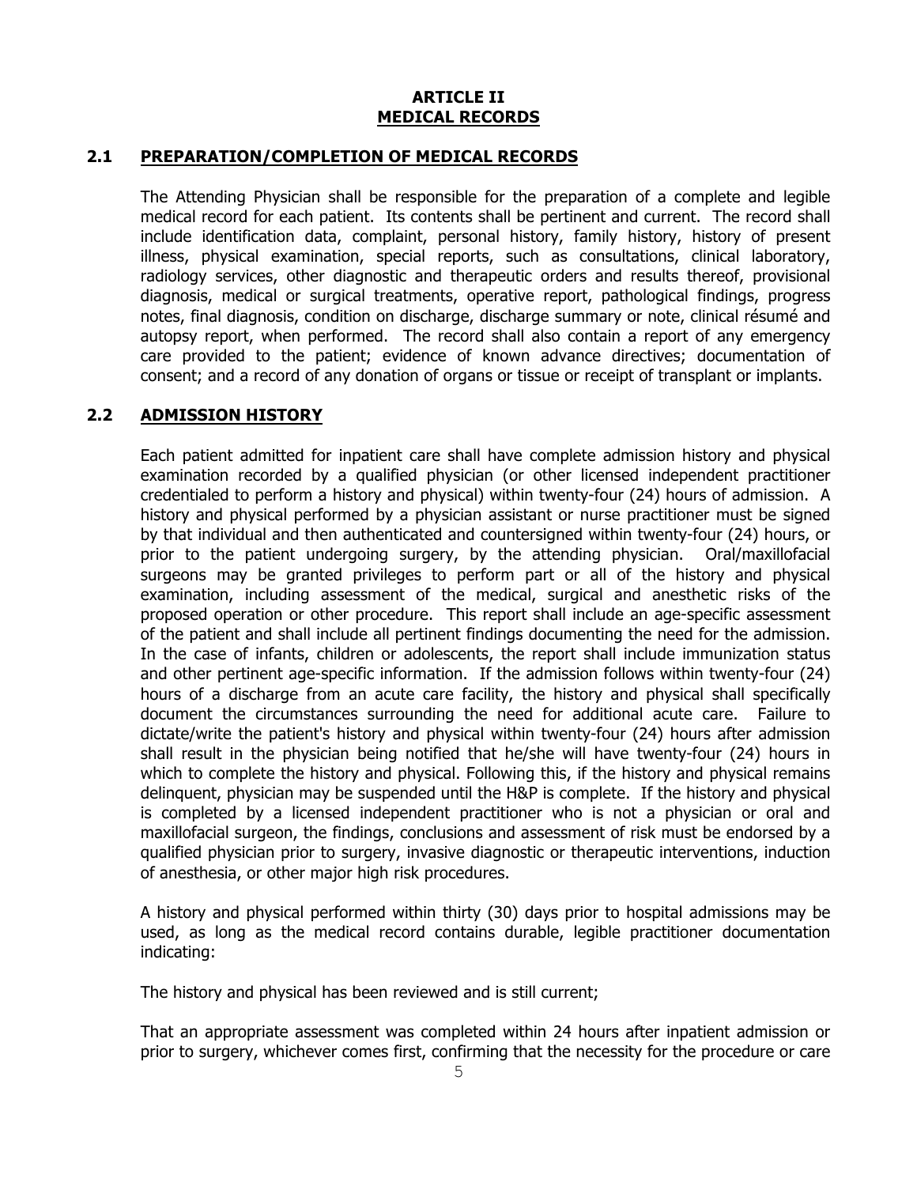# ARTICLE II
# MEDICAL RECORDS

## 2.1 PREPARATION/COMPLETION OF MEDICAL RECORDS

The Attending Physician shall be responsible for the preparation of a complete and legible medical record for each patient. Its contents shall be pertinent and current. The record shall include identification data, complaint, personal history, family history, history of present illness, physical examination, special reports, such as consultations, clinical laboratory, radiology services, other diagnostic and therapeutic orders and results thereof, provisional diagnosis, medical or surgical treatments, operative report, pathological findings, progress notes, final diagnosis, condition on discharge, discharge summary or note, clinical résumé and autopsy report, when performed. The record shall also contain a report of any emergency care provided to the patient; evidence of known advance directives; documentation of consent; and a record of any donation of organs or tissue or receipt of transplant or implants.

## 2.2 ADMISSION HISTORY

Each patient admitted for inpatient care shall have complete admission history and physical examination recorded by a qualified physician (or other licensed independent practitioner credentialed to perform a history and physical) within twenty-four (24) hours of admission. A history and physical performed by a physician assistant or nurse practitioner must be signed by that individual and then authenticated and countersigned within twenty-four (24) hours, or prior to the patient undergoing surgery, by the attending physician. Oral/maxillofacial surgeons may be granted privileges to perform part or all of the history and physical examination, including assessment of the medical, surgical and anesthetic risks of the proposed operation or other procedure. This report shall include an age-specific assessment of the patient and shall include all pertinent findings documenting the need for the admission. In the case of infants, children or adolescents, the report shall include immunization status and other pertinent age-specific information. If the admission follows within twenty-four (24) hours of a discharge from an acute care facility, the history and physical shall specifically document the circumstances surrounding the need for additional acute care. Failure to dictate/write the patient's history and physical within twenty-four (24) hours after admission shall result in the physician being notified that he/she will have twenty-four (24) hours in which to complete the history and physical. Following this, if the history and physical remains delinquent, physician may be suspended until the H&P is complete. If the history and physical is completed by a licensed independent practitioner who is not a physician or oral and maxillofacial surgeon, the findings, conclusions and assessment of risk must be endorsed by a qualified physician prior to surgery, invasive diagnostic or therapeutic interventions, induction of anesthesia, or other major high risk procedures.

A history and physical performed within thirty (30) days prior to hospital admissions may be used, as long as the medical record contains durable, legible practitioner documentation indicating:

The history and physical has been reviewed and is still current;

That an appropriate assessment was completed within 24 hours after inpatient admission or prior to surgery, whichever comes first, confirming that the necessity for the procedure or care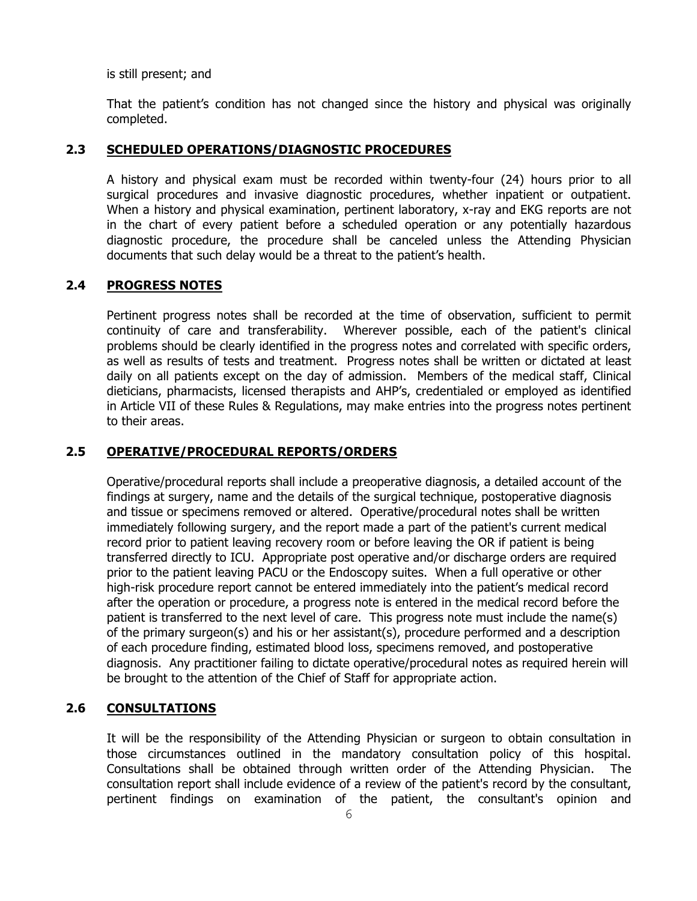is still present; and

That the patient's condition has not changed since the history and physical was originally completed.

## 2.3 SCHEDULED OPERATIONS/DIAGNOSTIC PROCEDURES

A history and physical exam must be recorded within twenty-four (24) hours prior to all surgical procedures and invasive diagnostic procedures, whether inpatient or outpatient. When a history and physical examination, pertinent laboratory, x-ray and EKG reports are not in the chart of every patient before a scheduled operation or any potentially hazardous diagnostic procedure, the procedure shall be canceled unless the Attending Physician documents that such delay would be a threat to the patient's health.

## 2.4 PROGRESS NOTES

Pertinent progress notes shall be recorded at the time of observation, sufficient to permit continuity of care and transferability. Wherever possible, each of the patient's clinical problems should be clearly identified in the progress notes and correlated with specific orders, as well as results of tests and treatment. Progress notes shall be written or dictated at least daily on all patients except on the day of admission. Members of the medical staff, Clinical dieticians, pharmacists, licensed therapists and AHP's, credentialed or employed as identified in Article VII of these Rules & Regulations, may make entries into the progress notes pertinent to their areas.

## 2.5 OPERATIVE/PROCEDURAL REPORTS/ORDERS

Operative/procedural reports shall include a preoperative diagnosis, a detailed account of the findings at surgery, name and the details of the surgical technique, postoperative diagnosis and tissue or specimens removed or altered. Operative/procedural notes shall be written immediately following surgery, and the report made a part of the patient's current medical record prior to patient leaving recovery room or before leaving the OR if patient is being transferred directly to ICU. Appropriate post operative and/or discharge orders are required prior to the patient leaving PACU or the Endoscopy suites. When a full operative or other high-risk procedure report cannot be entered immediately into the patient's medical record after the operation or procedure, a progress note is entered in the medical record before the patient is transferred to the next level of care. This progress note must include the name(s) of the primary surgeon(s) and his or her assistant(s), procedure performed and a description of each procedure finding, estimated blood loss, specimens removed, and postoperative diagnosis. Any practitioner failing to dictate operative/procedural notes as required herein will be brought to the attention of the Chief of Staff for appropriate action.

## 2.6 CONSULTATIONS

It will be the responsibility of the Attending Physician or surgeon to obtain consultation in those circumstances outlined in the mandatory consultation policy of this hospital. Consultations shall be obtained through written order of the Attending Physician. The consultation report shall include evidence of a review of the patient's record by the consultant, pertinent findings on examination of the patient, the consultant's opinion and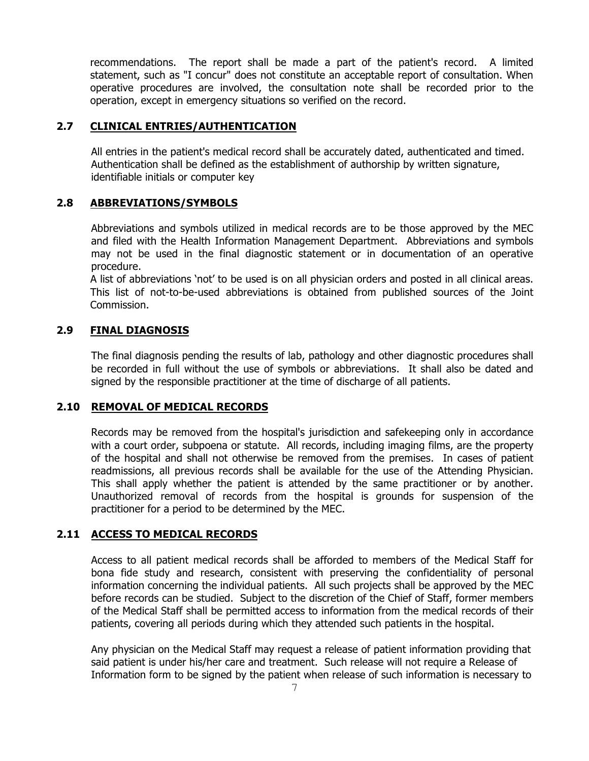recommendations. The report shall be made a part of the patient's record. A limited statement, such as "I concur" does not constitute an acceptable report of consultation. When operative procedures are involved, the consultation note shall be recorded prior to the operation, except in emergency situations so verified on the record.

## 2.7 CLINICAL ENTRIES/AUTHENTICATION

All entries in the patient's medical record shall be accurately dated, authenticated and timed. Authentication shall be defined as the establishment of authorship by written signature, identifiable initials or computer key

## 2.8 ABBREVIATIONS/SYMBOLS

Abbreviations and symbols utilized in medical records are to be those approved by the MEC and filed with the Health Information Management Department. Abbreviations and symbols may not be used in the final diagnostic statement or in documentation of an operative procedure.

A list of abbreviations 'not' to be used is on all physician orders and posted in all clinical areas. This list of not-to-be-used abbreviations is obtained from published sources of the Joint Commission.

## 2.9 FINAL DIAGNOSIS

The final diagnosis pending the results of lab, pathology and other diagnostic procedures shall be recorded in full without the use of symbols or abbreviations. It shall also be dated and signed by the responsible practitioner at the time of discharge of all patients.

## 2.10 REMOVAL OF MEDICAL RECORDS

Records may be removed from the hospital's jurisdiction and safekeeping only in accordance with a court order, subpoena or statute. All records, including imaging films, are the property of the hospital and shall not otherwise be removed from the premises. In cases of patient readmissions, all previous records shall be available for the use of the Attending Physician. This shall apply whether the patient is attended by the same practitioner or by another. Unauthorized removal of records from the hospital is grounds for suspension of the practitioner for a period to be determined by the MEC.

## 2.11 ACCESS TO MEDICAL RECORDS

Access to all patient medical records shall be afforded to members of the Medical Staff for bona fide study and research, consistent with preserving the confidentiality of personal information concerning the individual patients. All such projects shall be approved by the MEC before records can be studied. Subject to the discretion of the Chief of Staff, former members of the Medical Staff shall be permitted access to information from the medical records of their patients, covering all periods during which they attended such patients in the hospital.

Any physician on the Medical Staff may request a release of patient information providing that said patient is under his/her care and treatment. Such release will not require a Release of Information form to be signed by the patient when release of such information is necessary to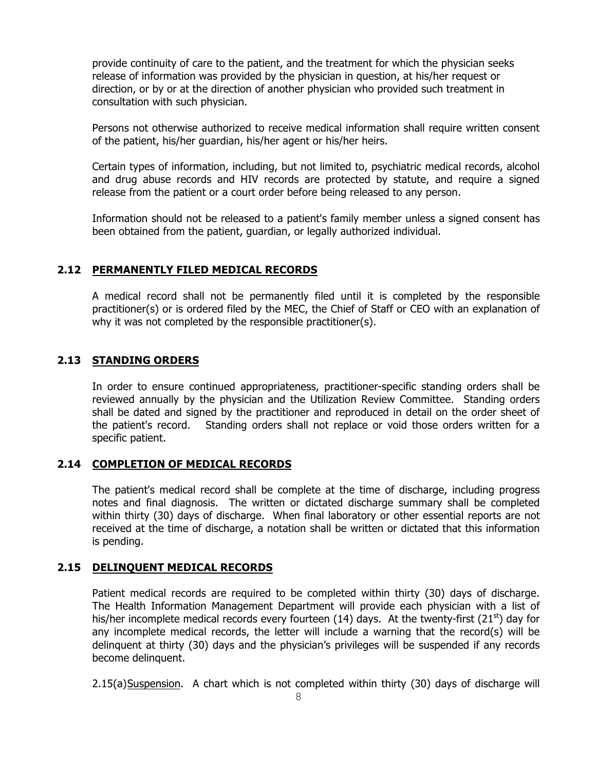provide continuity of care to the patient, and the treatment for which the physician seeks release of information was provided by the physician in question, at his/her request or direction, or by or at the direction of another physician who provided such treatment in consultation with such physician.

Persons not otherwise authorized to receive medical information shall require written consent of the patient, his/her guardian, his/her agent or his/her heirs.

Certain types of information, including, but not limited to, psychiatric medical records, alcohol and drug abuse records and HIV records are protected by statute, and require a signed release from the patient or a court order before being released to any person.

Information should not be released to a patient's family member unless a signed consent has been obtained from the patient, guardian, or legally authorized individual.

## 2.12 PERMANENTLY FILED MEDICAL RECORDS

A medical record shall not be permanently filed until it is completed by the responsible practitioner(s) or is ordered filed by the MEC, the Chief of Staff or CEO with an explanation of why it was not completed by the responsible practitioner(s).

## 2.13 STANDING ORDERS

In order to ensure continued appropriateness, practitioner-specific standing orders shall be reviewed annually by the physician and the Utilization Review Committee. Standing orders shall be dated and signed by the practitioner and reproduced in detail on the order sheet of the patient's record. Standing orders shall not replace or void those orders written for a specific patient.

## 2.14 COMPLETION OF MEDICAL RECORDS

The patient's medical record shall be complete at the time of discharge, including progress notes and final diagnosis. The written or dictated discharge summary shall be completed within thirty (30) days of discharge. When final laboratory or other essential reports are not received at the time of discharge, a notation shall be written or dictated that this information is pending.

## 2.15 DELINQUENT MEDICAL RECORDS

Patient medical records are required to be completed within thirty (30) days of discharge. The Health Information Management Department will provide each physician with a list of his/her incomplete medical records every fourteen (14) days. At the twenty-first (21st) day for any incomplete medical records, the letter will include a warning that the record(s) will be delinquent at thirty (30) days and the physician's privileges will be suspended if any records become delinquent.

2.15(a) Suspension. A chart which is not completed within thirty (30) days of discharge will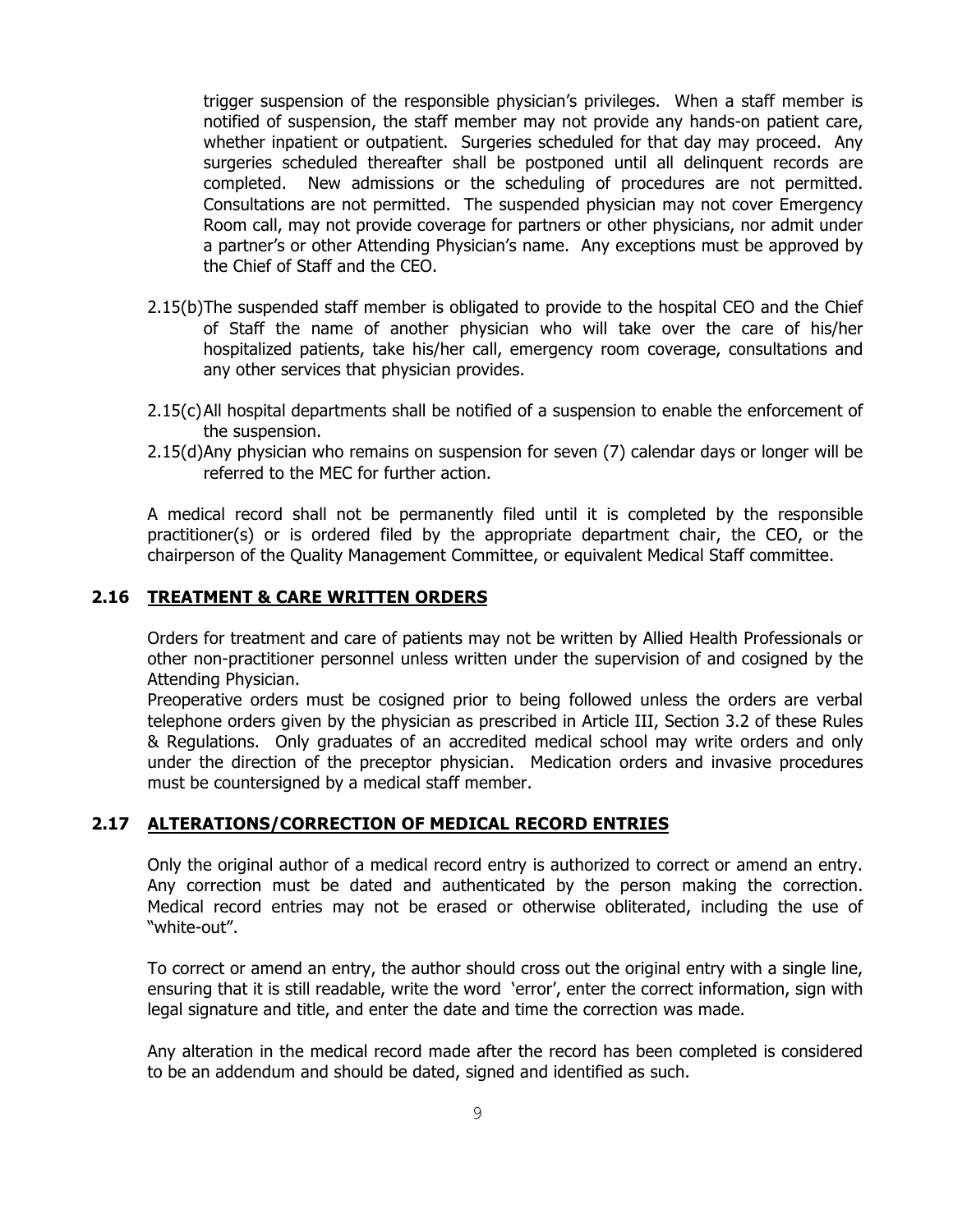trigger suspension of the responsible physician's privileges. When a staff member is notified of suspension, the staff member may not provide any hands-on patient care, whether inpatient or outpatient. Surgeries scheduled for that day may proceed. Any surgeries scheduled thereafter shall be postponed until all delinquent records are completed. New admissions or the scheduling of procedures are not permitted. Consultations are not permitted. The suspended physician may not cover Emergency Room call, may not provide coverage for partners or other physicians, nor admit under a partner's or other Attending Physician's name. Any exceptions must be approved by the Chief of Staff and the CEO.

2.15(b) The suspended staff member is obligated to provide to the hospital CEO and the Chief of Staff the name of another physician who will take over the care of his/her hospitalized patients, take his/her call, emergency room coverage, consultations and any other services that physician provides.

2.15(c) All hospital departments shall be notified of a suspension to enable the enforcement of the suspension.

2.15(d) Any physician who remains on suspension for seven (7) calendar days or longer will be referred to the MEC for further action.

A medical record shall not be permanently filed until it is completed by the responsible practitioner(s) or is ordered filed by the appropriate department chair, the CEO, or the chairperson of the Quality Management Committee, or equivalent Medical Staff committee.

## 2.16 TREATMENT & CARE WRITTEN ORDERS

Orders for treatment and care of patients may not be written by Allied Health Professionals or other non-practitioner personnel unless written under the supervision of and cosigned by the Attending Physician.

Preoperative orders must be cosigned prior to being followed unless the orders are verbal telephone orders given by the physician as prescribed in Article III, Section 3.2 of these Rules & Regulations. Only graduates of an accredited medical school may write orders and only under the direction of the preceptor physician. Medication orders and invasive procedures must be countersigned by a medical staff member.

## 2.17 ALTERATIONS/CORRECTION OF MEDICAL RECORD ENTRIES

Only the original author of a medical record entry is authorized to correct or amend an entry. Any correction must be dated and authenticated by the person making the correction. Medical record entries may not be erased or otherwise obliterated, including the use of "white-out".

To correct or amend an entry, the author should cross out the original entry with a single line, ensuring that it is still readable, write the word 'error', enter the correct information, sign with legal signature and title, and enter the date and time the correction was made.

Any alteration in the medical record made after the record has been completed is considered to be an addendum and should be dated, signed and identified as such.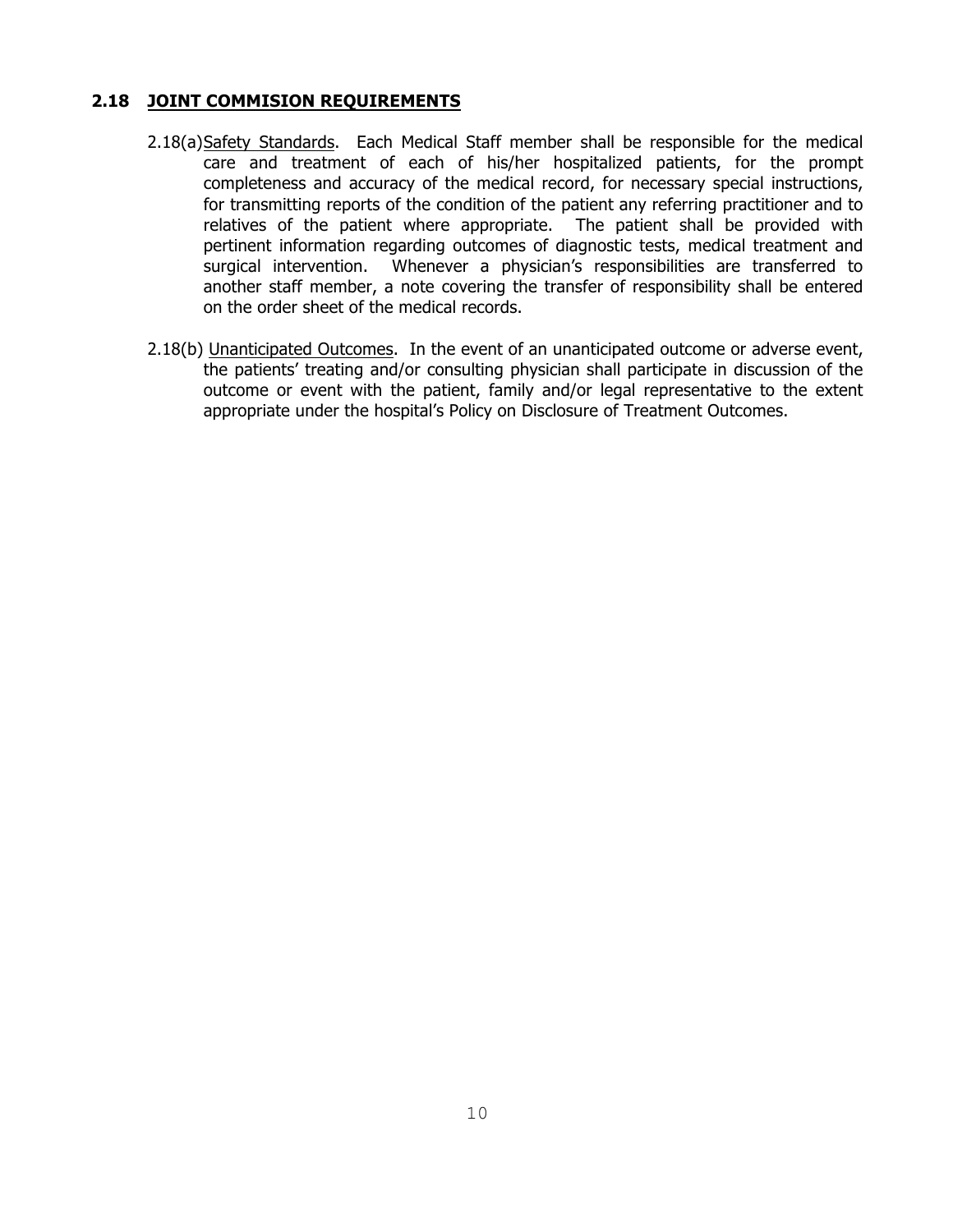## 2.18 JOINT COMMISION REQUIREMENTS

2.18(a) Safety Standards. Each Medical Staff member shall be responsible for the medical care and treatment of each of his/her hospitalized patients, for the prompt completeness and accuracy of the medical record, for necessary special instructions, for transmitting reports of the condition of the patient any referring practitioner and to relatives of the patient where appropriate. The patient shall be provided with pertinent information regarding outcomes of diagnostic tests, medical treatment and surgical intervention. Whenever a physician's responsibilities are transferred to another staff member, a note covering the transfer of responsibility shall be entered on the order sheet of the medical records.

2.18(b) Unanticipated Outcomes. In the event of an unanticipated outcome or adverse event, the patients' treating and/or consulting physician shall participate in discussion of the outcome or event with the patient, family and/or legal representative to the extent appropriate under the hospital's Policy on Disclosure of Treatment Outcomes.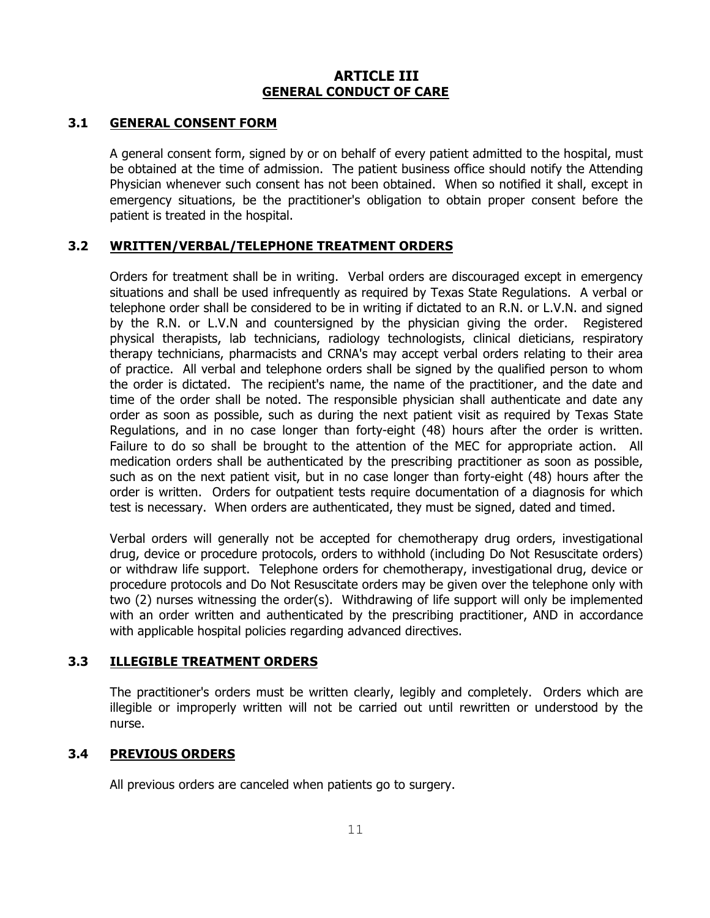# ARTICLE III
## GENERAL CONDUCT OF CARE

### 3.1 GENERAL CONSENT FORM

A general consent form, signed by or on behalf of every patient admitted to the hospital, must be obtained at the time of admission. The patient business office should notify the Attending Physician whenever such consent has not been obtained. When so notified it shall, except in emergency situations, be the practitioner's obligation to obtain proper consent before the patient is treated in the hospital.

### 3.2 WRITTEN/VERBAL/TELEPHONE TREATMENT ORDERS

Orders for treatment shall be in writing. Verbal orders are discouraged except in emergency situations and shall be used infrequently as required by Texas State Regulations. A verbal or telephone order shall be considered to be in writing if dictated to an R.N. or L.V.N. and signed by the R.N. or L.V.N and countersigned by the physician giving the order. Registered physical therapists, lab technicians, radiology technologists, clinical dieticians, respiratory therapy technicians, pharmacists and CRNA's may accept verbal orders relating to their area of practice. All verbal and telephone orders shall be signed by the qualified person to whom the order is dictated. The recipient's name, the name of the practitioner, and the date and time of the order shall be noted. The responsible physician shall authenticate and date any order as soon as possible, such as during the next patient visit as required by Texas State Regulations, and in no case longer than forty-eight (48) hours after the order is written. Failure to do so shall be brought to the attention of the MEC for appropriate action. All medication orders shall be authenticated by the prescribing practitioner as soon as possible, such as on the next patient visit, but in no case longer than forty-eight (48) hours after the order is written. Orders for outpatient tests require documentation of a diagnosis for which test is necessary. When orders are authenticated, they must be signed, dated and timed.

Verbal orders will generally not be accepted for chemotherapy drug orders, investigational drug, device or procedure protocols, orders to withhold (including Do Not Resuscitate orders) or withdraw life support. Telephone orders for chemotherapy, investigational drug, device or procedure protocols and Do Not Resuscitate orders may be given over the telephone only with two (2) nurses witnessing the order(s). Withdrawing of life support will only be implemented with an order written and authenticated by the prescribing practitioner, AND in accordance with applicable hospital policies regarding advanced directives.

### 3.3 ILLEGIBLE TREATMENT ORDERS

The practitioner's orders must be written clearly, legibly and completely. Orders which are illegible or improperly written will not be carried out until rewritten or understood by the nurse.

### 3.4 PREVIOUS ORDERS

All previous orders are canceled when patients go to surgery.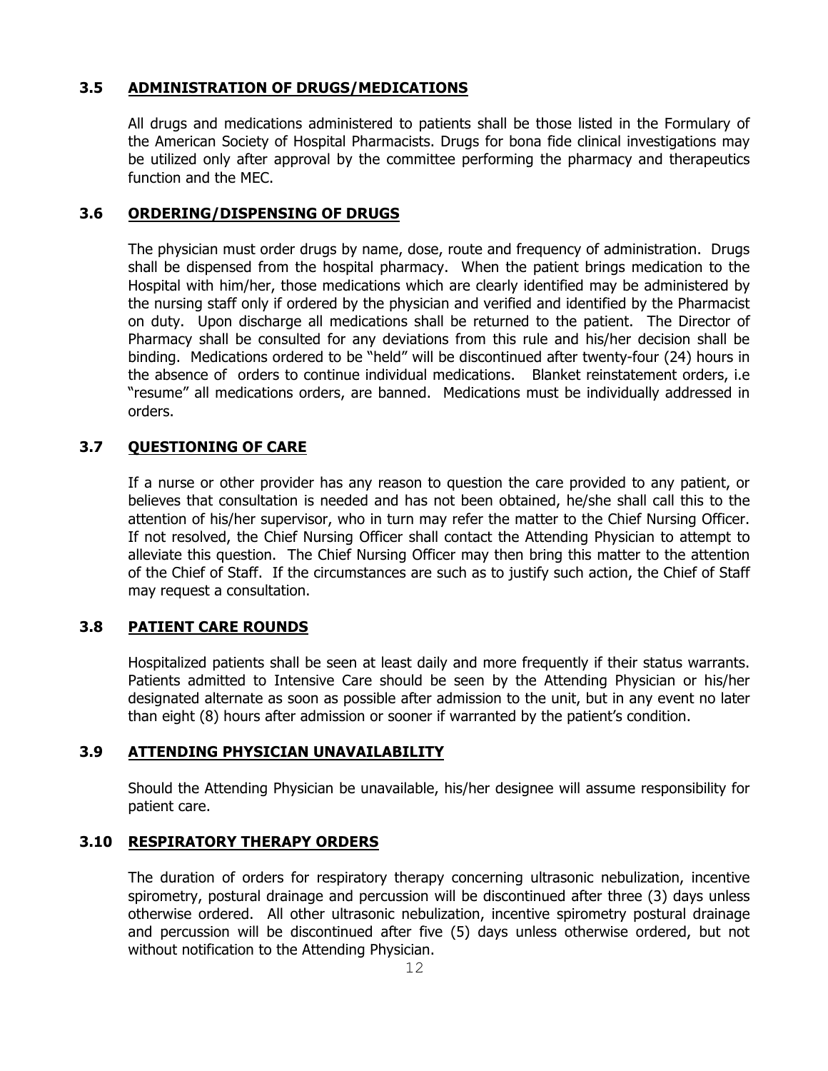### 3.5 ADMINISTRATION OF DRUGS/MEDICATIONS

All drugs and medications administered to patients shall be those listed in the Formulary of the American Society of Hospital Pharmacists. Drugs for bona fide clinical investigations may be utilized only after approval by the committee performing the pharmacy and therapeutics function and the MEC.

### 3.6 ORDERING/DISPENSING OF DRUGS

The physician must order drugs by name, dose, route and frequency of administration. Drugs shall be dispensed from the hospital pharmacy. When the patient brings medication to the Hospital with him/her, those medications which are clearly identified may be administered by the nursing staff only if ordered by the physician and verified and identified by the Pharmacist on duty. Upon discharge all medications shall be returned to the patient. The Director of Pharmacy shall be consulted for any deviations from this rule and his/her decision shall be binding. Medications ordered to be "held" will be discontinued after twenty-four (24) hours in the absence of orders to continue individual medications. Blanket reinstatement orders, i.e "resume" all medications orders, are banned. Medications must be individually addressed in orders.

### 3.7 QUESTIONING OF CARE

If a nurse or other provider has any reason to question the care provided to any patient, or believes that consultation is needed and has not been obtained, he/she shall call this to the attention of his/her supervisor, who in turn may refer the matter to the Chief Nursing Officer. If not resolved, the Chief Nursing Officer shall contact the Attending Physician to attempt to alleviate this question. The Chief Nursing Officer may then bring this matter to the attention of the Chief of Staff. If the circumstances are such as to justify such action, the Chief of Staff may request a consultation.

### 3.8 PATIENT CARE ROUNDS

Hospitalized patients shall be seen at least daily and more frequently if their status warrants. Patients admitted to Intensive Care should be seen by the Attending Physician or his/her designated alternate as soon as possible after admission to the unit, but in any event no later than eight (8) hours after admission or sooner if warranted by the patient's condition.

### 3.9 ATTENDING PHYSICIAN UNAVAILABILITY

Should the Attending Physician be unavailable, his/her designee will assume responsibility for patient care.

### 3.10 RESPIRATORY THERAPY ORDERS

The duration of orders for respiratory therapy concerning ultrasonic nebulization, incentive spirometry, postural drainage and percussion will be discontinued after three (3) days unless otherwise ordered. All other ultrasonic nebulization, incentive spirometry postural drainage and percussion will be discontinued after five (5) days unless otherwise ordered, but not without notification to the Attending Physician.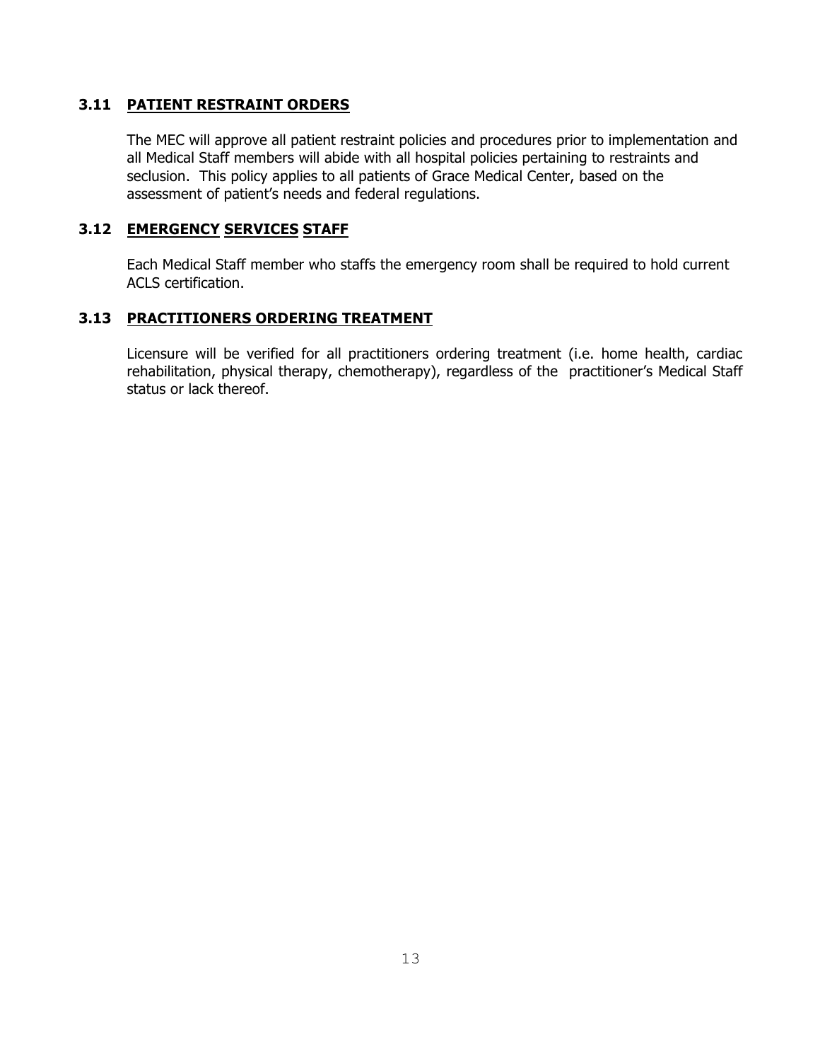### 3.11 PATIENT RESTRAINT ORDERS

The MEC will approve all patient restraint policies and procedures prior to implementation and all Medical Staff members will abide with all hospital policies pertaining to restraints and seclusion. This policy applies to all patients of Grace Medical Center, based on the assessment of patient's needs and federal regulations.

### 3.12 EMERGENCY SERVICES STAFF

Each Medical Staff member who staffs the emergency room shall be required to hold current ACLS certification.

### 3.13 PRACTITIONERS ORDERING TREATMENT

Licensure will be verified for all practitioners ordering treatment (i.e. home health, cardiac rehabilitation, physical therapy, chemotherapy), regardless of the practitioner's Medical Staff status or lack thereof.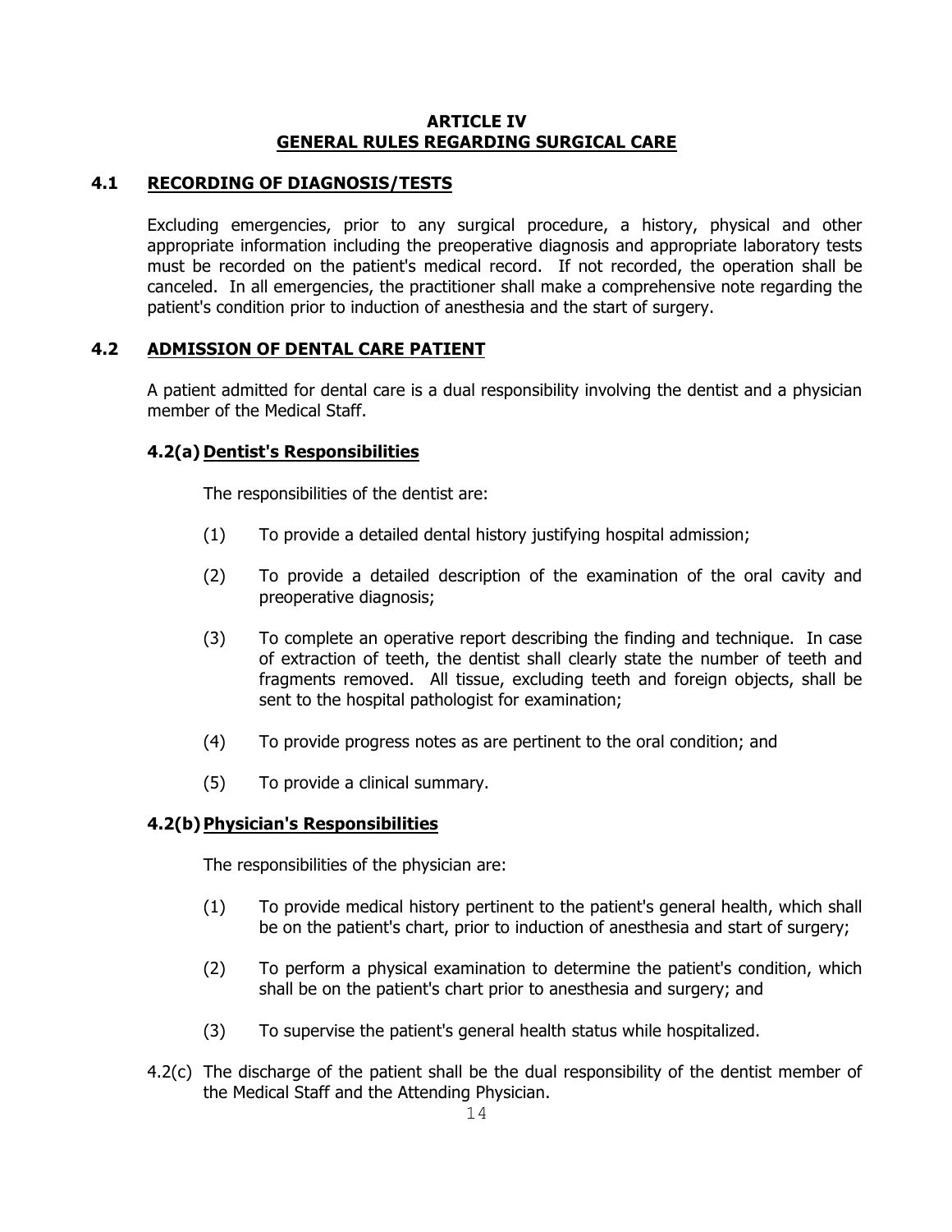# ARTICLE IV
# GENERAL RULES REGARDING SURGICAL CARE

## 4.1 RECORDING OF DIAGNOSIS/TESTS

Excluding emergencies, prior to any surgical procedure, a history, physical and other appropriate information including the preoperative diagnosis and appropriate laboratory tests must be recorded on the patient's medical record. If not recorded, the operation shall be canceled. In all emergencies, the practitioner shall make a comprehensive note regarding the patient's condition prior to induction of anesthesia and the start of surgery.

## 4.2 ADMISSION OF DENTAL CARE PATIENT

A patient admitted for dental care is a dual responsibility involving the dentist and a physician member of the Medical Staff.

### 4.2(a) Dentist's Responsibilities

The responsibilities of the dentist are:

(1) To provide a detailed dental history justifying hospital admission;

(2) To provide a detailed description of the examination of the oral cavity and preoperative diagnosis;

(3) To complete an operative report describing the finding and technique. In case of extraction of teeth, the dentist shall clearly state the number of teeth and fragments removed. All tissue, excluding teeth and foreign objects, shall be sent to the hospital pathologist for examination;

(4) To provide progress notes as are pertinent to the oral condition; and

(5) To provide a clinical summary.

### 4.2(b) Physician's Responsibilities

The responsibilities of the physician are:

(1) To provide medical history pertinent to the patient's general health, which shall be on the patient's chart, prior to induction of anesthesia and start of surgery;

(2) To perform a physical examination to determine the patient's condition, which shall be on the patient's chart prior to anesthesia and surgery; and

(3) To supervise the patient's general health status while hospitalized.

4.2(c) The discharge of the patient shall be the dual responsibility of the dentist member of the Medical Staff and the Attending Physician.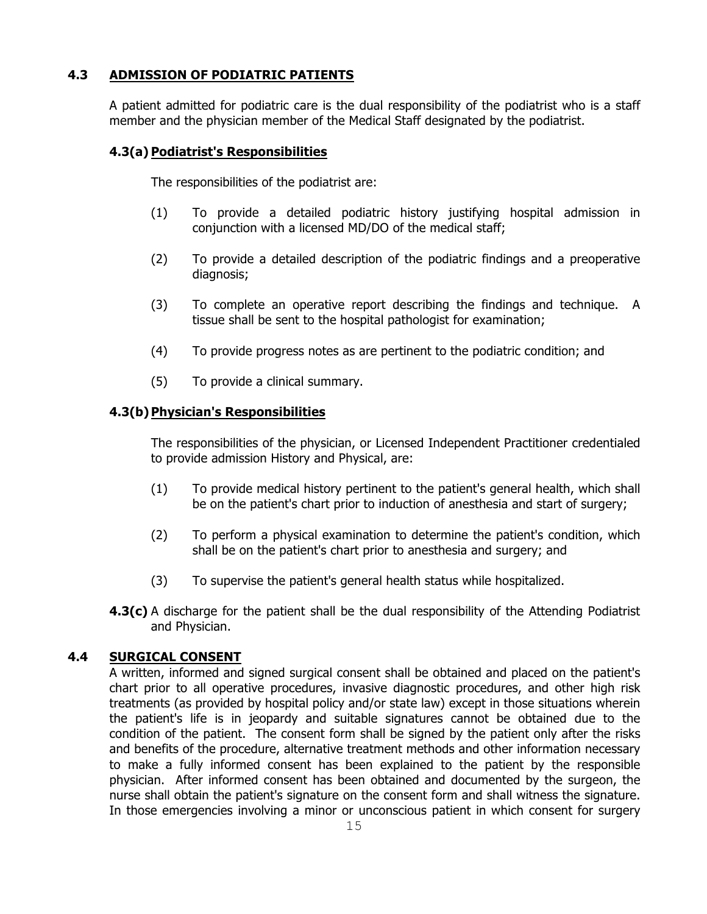## 4.3 ADMISSION OF PODIATRIC PATIENTS

A patient admitted for podiatric care is the dual responsibility of the podiatrist who is a staff member and the physician member of the Medical Staff designated by the podiatrist.

### 4.3(a) Podiatrist's Responsibilities

The responsibilities of the podiatrist are:

(1) To provide a detailed podiatric history justifying hospital admission in conjunction with a licensed MD/DO of the medical staff;

(2) To provide a detailed description of the podiatric findings and a preoperative diagnosis;

(3) To complete an operative report describing the findings and technique. A tissue shall be sent to the hospital pathologist for examination;

(4) To provide progress notes as are pertinent to the podiatric condition; and

(5) To provide a clinical summary.

### 4.3(b) Physician's Responsibilities

The responsibilities of the physician, or Licensed Independent Practitioner credentialed to provide admission History and Physical, are:

(1) To provide medical history pertinent to the patient's general health, which shall be on the patient's chart prior to induction of anesthesia and start of surgery;

(2) To perform a physical examination to determine the patient's condition, which shall be on the patient's chart prior to anesthesia and surgery; and

(3) To supervise the patient's general health status while hospitalized.

**4.3(c)** A discharge for the patient shall be the dual responsibility of the Attending Podiatrist and Physician.

## 4.4 SURGICAL CONSENT

A written, informed and signed surgical consent shall be obtained and placed on the patient's chart prior to all operative procedures, invasive diagnostic procedures, and other high risk treatments (as provided by hospital policy and/or state law) except in those situations wherein the patient's life is in jeopardy and suitable signatures cannot be obtained due to the condition of the patient. The consent form shall be signed by the patient only after the risks and benefits of the procedure, alternative treatment methods and other information necessary to make a fully informed consent has been explained to the patient by the responsible physician. After informed consent has been obtained and documented by the surgeon, the nurse shall obtain the patient's signature on the consent form and shall witness the signature. In those emergencies involving a minor or unconscious patient in which consent for surgery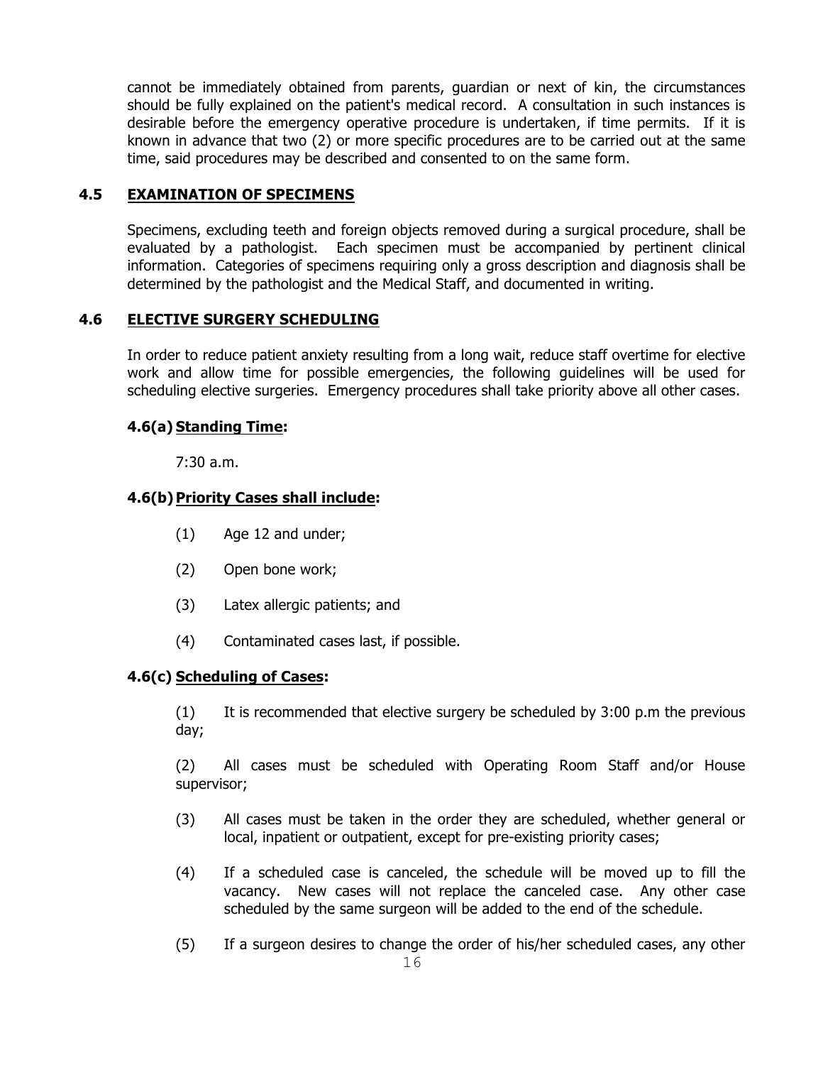cannot be immediately obtained from parents, guardian or next of kin, the circumstances should be fully explained on the patient's medical record. A consultation in such instances is desirable before the emergency operative procedure is undertaken, if time permits. If it is known in advance that two (2) or more specific procedures are to be carried out at the same time, said procedures may be described and consented to on the same form.

## 4.5 EXAMINATION OF SPECIMENS

Specimens, excluding teeth and foreign objects removed during a surgical procedure, shall be evaluated by a pathologist. Each specimen must be accompanied by pertinent clinical information. Categories of specimens requiring only a gross description and diagnosis shall be determined by the pathologist and the Medical Staff, and documented in writing.

## 4.6 ELECTIVE SURGERY SCHEDULING

In order to reduce patient anxiety resulting from a long wait, reduce staff overtime for elective work and allow time for possible emergencies, the following guidelines will be used for scheduling elective surgeries. Emergency procedures shall take priority above all other cases.

### 4.6(a) Standing Time:

7:30 a.m.

### 4.6(b) Priority Cases shall include:

(1) Age 12 and under;

(2) Open bone work;

(3) Latex allergic patients; and

(4) Contaminated cases last, if possible.

### 4.6(c) Scheduling of Cases:

(1) It is recommended that elective surgery be scheduled by 3:00 p.m the previous day;

(2) All cases must be scheduled with Operating Room Staff and/or House supervisor;

(3) All cases must be taken in the order they are scheduled, whether general or local, inpatient or outpatient, except for pre-existing priority cases;

(4) If a scheduled case is canceled, the schedule will be moved up to fill the vacancy. New cases will not replace the canceled case. Any other case scheduled by the same surgeon will be added to the end of the schedule.

(5) If a surgeon desires to change the order of his/her scheduled cases, any other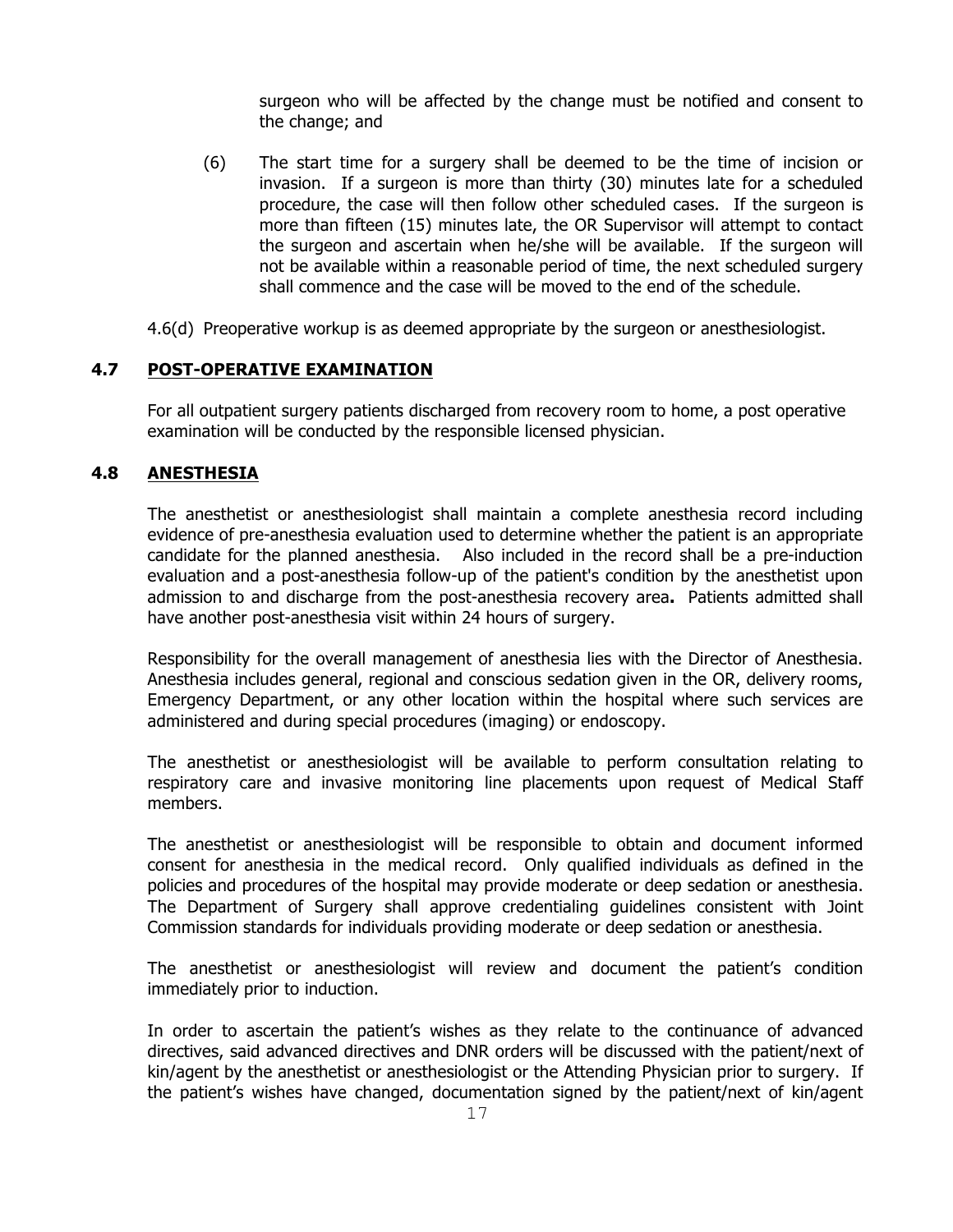surgeon who will be affected by the change must be notified and consent to the change; and

(6) The start time for a surgery shall be deemed to be the time of incision or invasion. If a surgeon is more than thirty (30) minutes late for a scheduled procedure, the case will then follow other scheduled cases. If the surgeon is more than fifteen (15) minutes late, the OR Supervisor will attempt to contact the surgeon and ascertain when he/she will be available. If the surgeon will not be available within a reasonable period of time, the next scheduled surgery shall commence and the case will be moved to the end of the schedule.

4.6(d) Preoperative workup is as deemed appropriate by the surgeon or anesthesiologist.

## 4.7 POST-OPERATIVE EXAMINATION

For all outpatient surgery patients discharged from recovery room to home, a post operative examination will be conducted by the responsible licensed physician.

## 4.8 ANESTHESIA

The anesthetist or anesthesiologist shall maintain a complete anesthesia record including evidence of pre-anesthesia evaluation used to determine whether the patient is an appropriate candidate for the planned anesthesia. Also included in the record shall be a pre-induction evaluation and a post-anesthesia follow-up of the patient's condition by the anesthetist upon admission to and discharge from the post-anesthesia recovery area**.** Patients admitted shall have another post-anesthesia visit within 24 hours of surgery.

Responsibility for the overall management of anesthesia lies with the Director of Anesthesia. Anesthesia includes general, regional and conscious sedation given in the OR, delivery rooms, Emergency Department, or any other location within the hospital where such services are administered and during special procedures (imaging) or endoscopy.

The anesthetist or anesthesiologist will be available to perform consultation relating to respiratory care and invasive monitoring line placements upon request of Medical Staff members.

The anesthetist or anesthesiologist will be responsible to obtain and document informed consent for anesthesia in the medical record. Only qualified individuals as defined in the policies and procedures of the hospital may provide moderate or deep sedation or anesthesia. The Department of Surgery shall approve credentialing guidelines consistent with Joint Commission standards for individuals providing moderate or deep sedation or anesthesia.

The anesthetist or anesthesiologist will review and document the patient's condition immediately prior to induction.

In order to ascertain the patient's wishes as they relate to the continuance of advanced directives, said advanced directives and DNR orders will be discussed with the patient/next of kin/agent by the anesthetist or anesthesiologist or the Attending Physician prior to surgery. If the patient's wishes have changed, documentation signed by the patient/next of kin/agent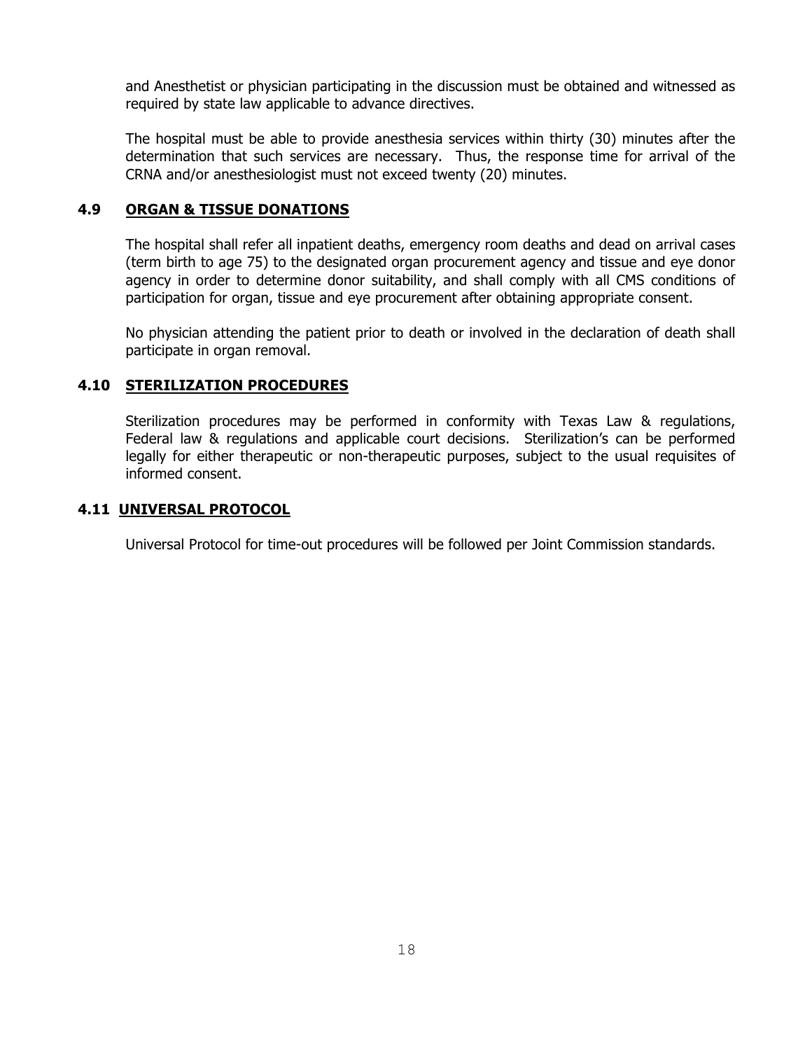and Anesthetist or physician participating in the discussion must be obtained and witnessed as required by state law applicable to advance directives.

The hospital must be able to provide anesthesia services within thirty (30) minutes after the determination that such services are necessary. Thus, the response time for arrival of the CRNA and/or anesthesiologist must not exceed twenty (20) minutes.

### 4.9 ORGAN & TISSUE DONATIONS

The hospital shall refer all inpatient deaths, emergency room deaths and dead on arrival cases (term birth to age 75) to the designated organ procurement agency and tissue and eye donor agency in order to determine donor suitability, and shall comply with all CMS conditions of participation for organ, tissue and eye procurement after obtaining appropriate consent.

No physician attending the patient prior to death or involved in the declaration of death shall participate in organ removal.

### 4.10 STERILIZATION PROCEDURES

Sterilization procedures may be performed in conformity with Texas Law & regulations, Federal law & regulations and applicable court decisions. Sterilization's can be performed legally for either therapeutic or non-therapeutic purposes, subject to the usual requisites of informed consent.

### 4.11 UNIVERSAL PROTOCOL

Universal Protocol for time-out procedures will be followed per Joint Commission standards.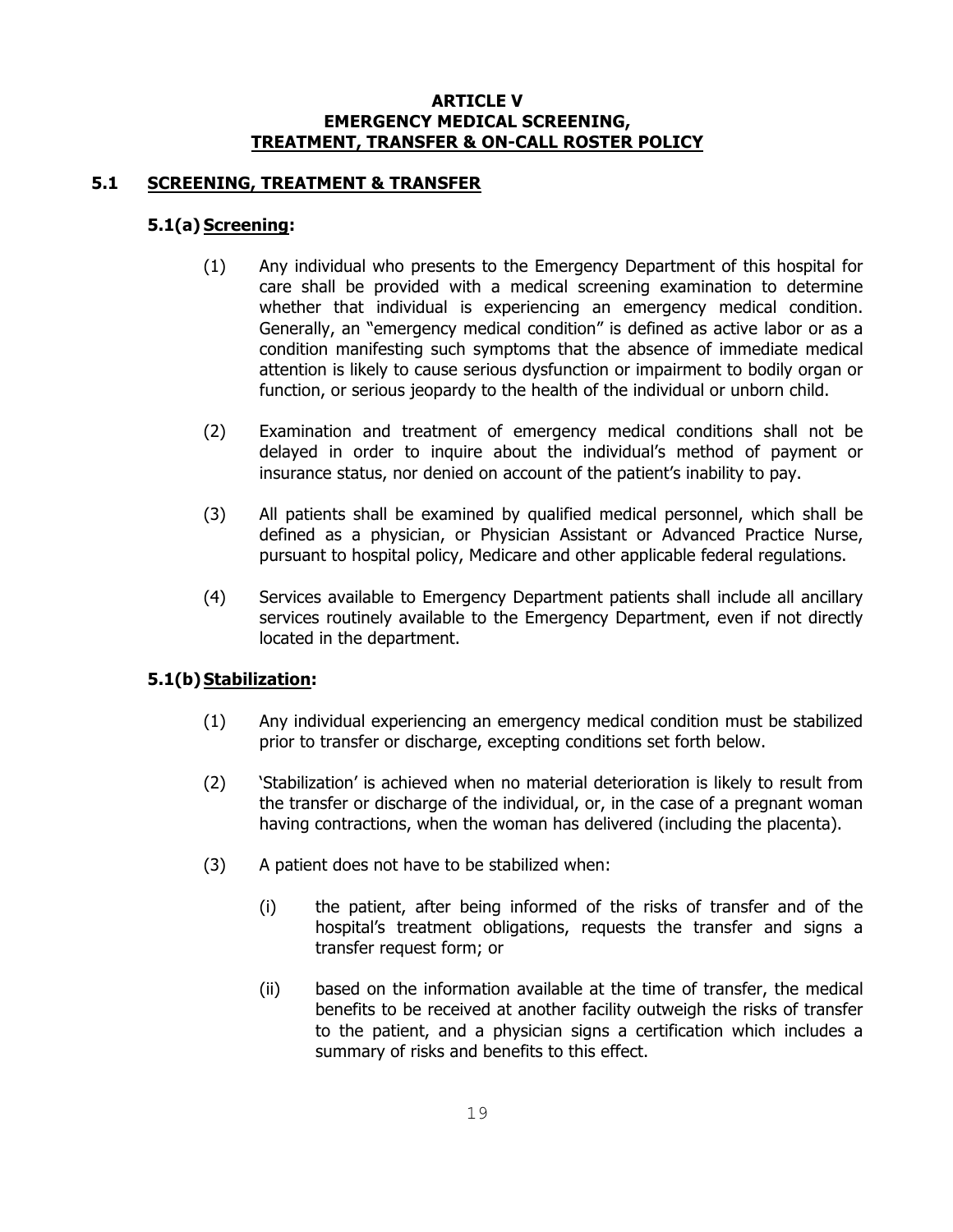# ARTICLE V
# EMERGENCY MEDICAL SCREENING, TREATMENT, TRANSFER & ON-CALL ROSTER POLICY

## 5.1 SCREENING, TREATMENT & TRANSFER

### 5.1(a) Screening:

(1) Any individual who presents to the Emergency Department of this hospital for care shall be provided with a medical screening examination to determine whether that individual is experiencing an emergency medical condition. Generally, an "emergency medical condition" is defined as active labor or as a condition manifesting such symptoms that the absence of immediate medical attention is likely to cause serious dysfunction or impairment to bodily organ or function, or serious jeopardy to the health of the individual or unborn child.

(2) Examination and treatment of emergency medical conditions shall not be delayed in order to inquire about the individual's method of payment or insurance status, nor denied on account of the patient's inability to pay.

(3) All patients shall be examined by qualified medical personnel, which shall be defined as a physician, or Physician Assistant or Advanced Practice Nurse, pursuant to hospital policy, Medicare and other applicable federal regulations.

(4) Services available to Emergency Department patients shall include all ancillary services routinely available to the Emergency Department, even if not directly located in the department.

### 5.1(b) Stabilization:

(1) Any individual experiencing an emergency medical condition must be stabilized prior to transfer or discharge, excepting conditions set forth below.

(2) 'Stabilization' is achieved when no material deterioration is likely to result from the transfer or discharge of the individual, or, in the case of a pregnant woman having contractions, when the woman has delivered (including the placenta).

(3) A patient does not have to be stabilized when:

   (i) the patient, after being informed of the risks of transfer and of the hospital's treatment obligations, requests the transfer and signs a transfer request form; or

   (ii) based on the information available at the time of transfer, the medical benefits to be received at another facility outweigh the risks of transfer to the patient, and a physician signs a certification which includes a summary of risks and benefits to this effect.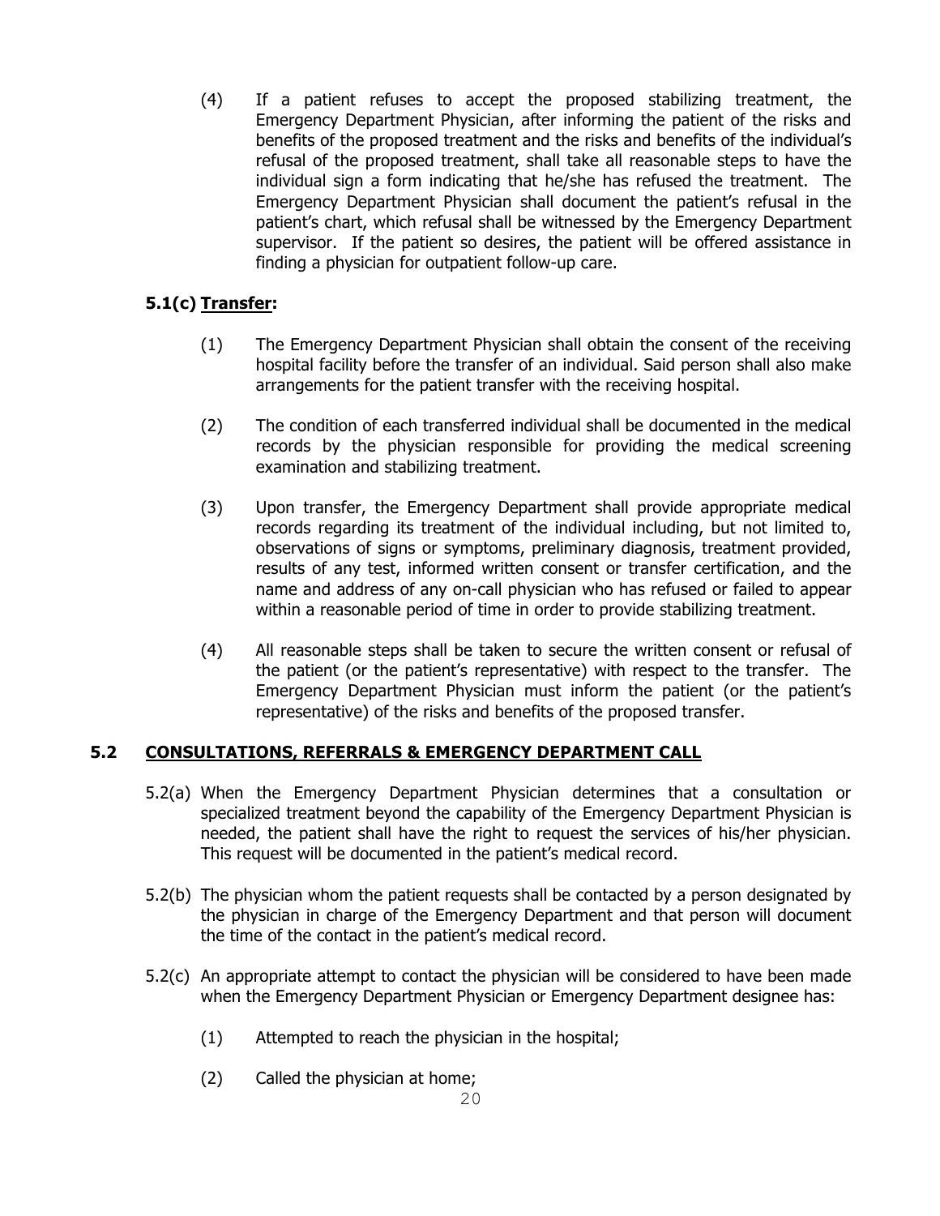(4) If a patient refuses to accept the proposed stabilizing treatment, the Emergency Department Physician, after informing the patient of the risks and benefits of the proposed treatment and the risks and benefits of the individual's refusal of the proposed treatment, shall take all reasonable steps to have the individual sign a form indicating that he/she has refused the treatment. The Emergency Department Physician shall document the patient's refusal in the patient's chart, which refusal shall be witnessed by the Emergency Department supervisor. If the patient so desires, the patient will be offered assistance in finding a physician for outpatient follow-up care.

### 5.1(c) <u>Transfer</u>:

(1) The Emergency Department Physician shall obtain the consent of the receiving hospital facility before the transfer of an individual. Said person shall also make arrangements for the patient transfer with the receiving hospital.

(2) The condition of each transferred individual shall be documented in the medical records by the physician responsible for providing the medical screening examination and stabilizing treatment.

(3) Upon transfer, the Emergency Department shall provide appropriate medical records regarding its treatment of the individual including, but not limited to, observations of signs or symptoms, preliminary diagnosis, treatment provided, results of any test, informed written consent or transfer certification, and the name and address of any on-call physician who has refused or failed to appear within a reasonable period of time in order to provide stabilizing treatment.

(4) All reasonable steps shall be taken to secure the written consent or refusal of the patient (or the patient's representative) with respect to the transfer. The Emergency Department Physician must inform the patient (or the patient's representative) of the risks and benefits of the proposed transfer.

## 5.2 <u>CONSULTATIONS, REFERRALS & EMERGENCY DEPARTMENT CALL</u>

5.2(a) When the Emergency Department Physician determines that a consultation or specialized treatment beyond the capability of the Emergency Department Physician is needed, the patient shall have the right to request the services of his/her physician. This request will be documented in the patient's medical record.

5.2(b) The physician whom the patient requests shall be contacted by a person designated by the physician in charge of the Emergency Department and that person will document the time of the contact in the patient's medical record.

5.2(c) An appropriate attempt to contact the physician will be considered to have been made when the Emergency Department Physician or Emergency Department designee has:

(1) Attempted to reach the physician in the hospital;

(2) Called the physician at home;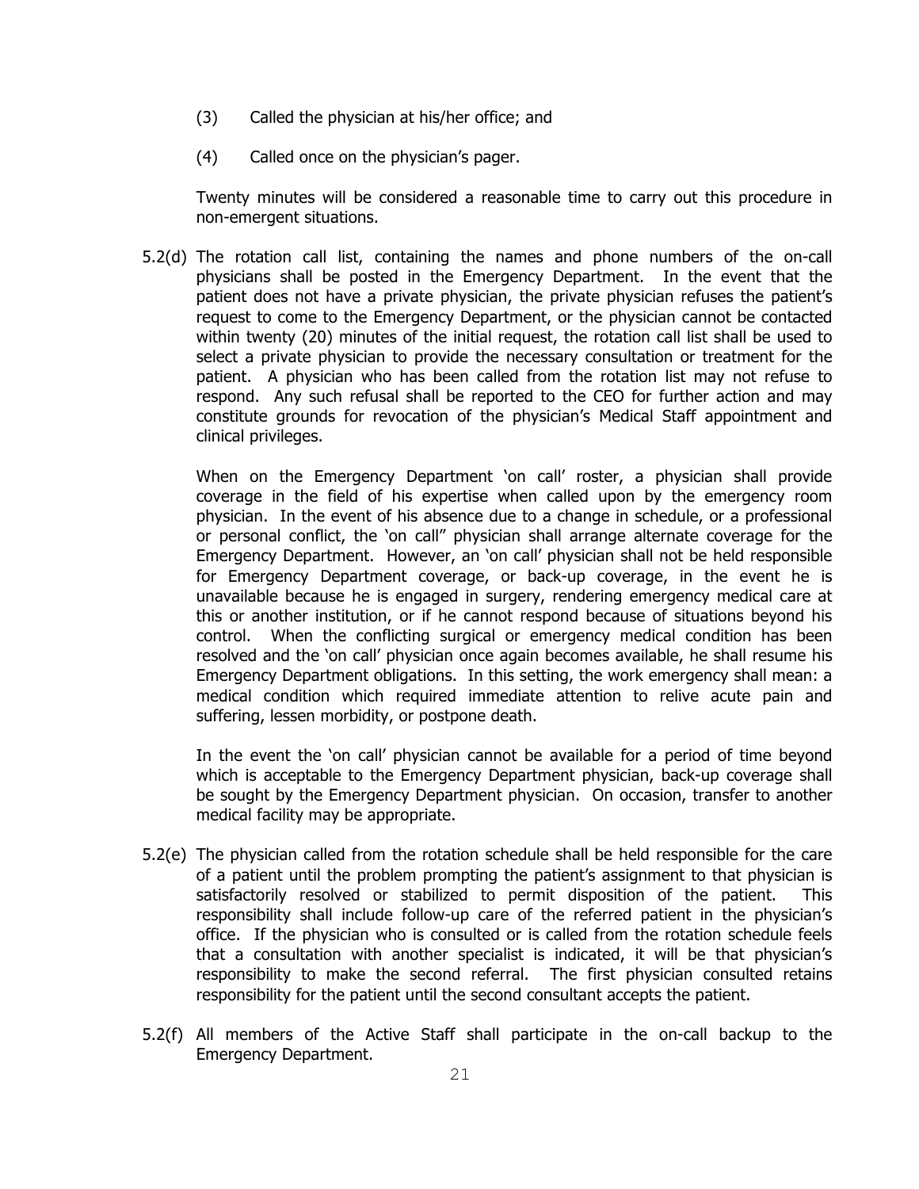(3) Called the physician at his/her office; and

(4) Called once on the physician's pager.

Twenty minutes will be considered a reasonable time to carry out this procedure in non-emergent situations.

5.2(d) The rotation call list, containing the names and phone numbers of the on-call physicians shall be posted in the Emergency Department. In the event that the patient does not have a private physician, the private physician refuses the patient's request to come to the Emergency Department, or the physician cannot be contacted within twenty (20) minutes of the initial request, the rotation call list shall be used to select a private physician to provide the necessary consultation or treatment for the patient. A physician who has been called from the rotation list may not refuse to respond. Any such refusal shall be reported to the CEO for further action and may constitute grounds for revocation of the physician's Medical Staff appointment and clinical privileges.

When on the Emergency Department 'on call' roster, a physician shall provide coverage in the field of his expertise when called upon by the emergency room physician. In the event of his absence due to a change in schedule, or a professional or personal conflict, the 'on call" physician shall arrange alternate coverage for the Emergency Department. However, an 'on call' physician shall not be held responsible for Emergency Department coverage, or back-up coverage, in the event he is unavailable because he is engaged in surgery, rendering emergency medical care at this or another institution, or if he cannot respond because of situations beyond his control. When the conflicting surgical or emergency medical condition has been resolved and the 'on call' physician once again becomes available, he shall resume his Emergency Department obligations. In this setting, the work emergency shall mean: a medical condition which required immediate attention to relive acute pain and suffering, lessen morbidity, or postpone death.

In the event the 'on call' physician cannot be available for a period of time beyond which is acceptable to the Emergency Department physician, back-up coverage shall be sought by the Emergency Department physician. On occasion, transfer to another medical facility may be appropriate.

5.2(e) The physician called from the rotation schedule shall be held responsible for the care of a patient until the problem prompting the patient's assignment to that physician is satisfactorily resolved or stabilized to permit disposition of the patient. This responsibility shall include follow-up care of the referred patient in the physician's office. If the physician who is consulted or is called from the rotation schedule feels that a consultation with another specialist is indicated, it will be that physician's responsibility to make the second referral. The first physician consulted retains responsibility for the patient until the second consultant accepts the patient.

5.2(f) All members of the Active Staff shall participate in the on-call backup to the Emergency Department.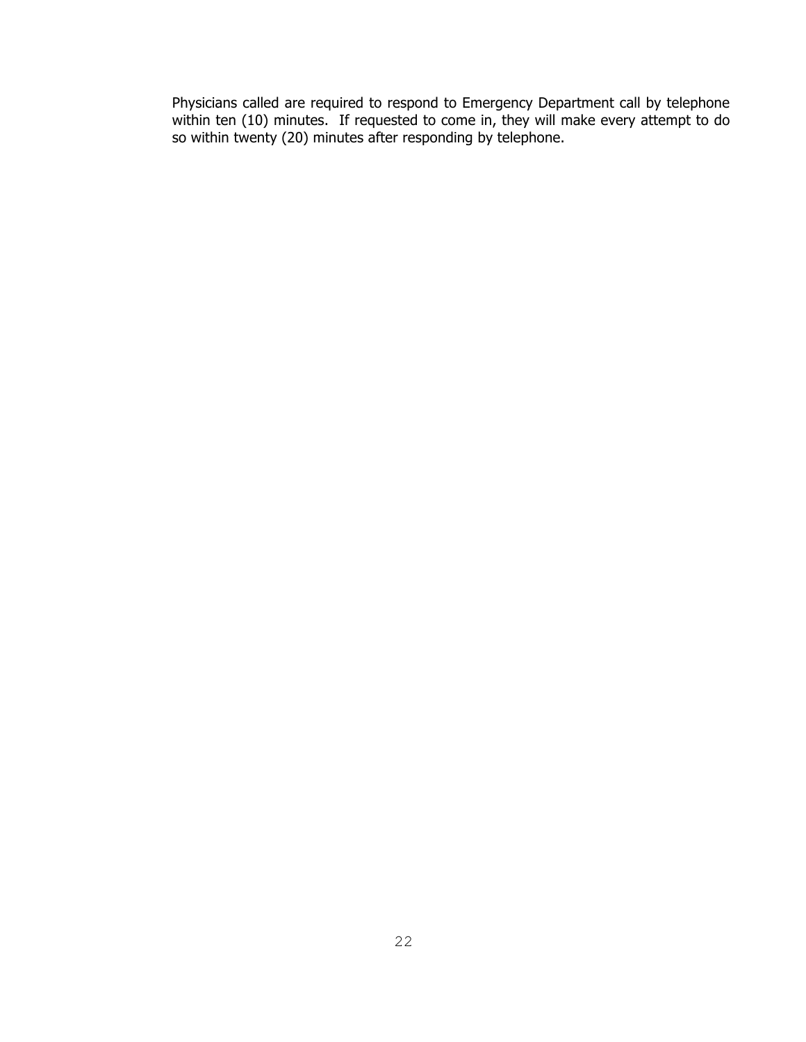Physicians called are required to respond to Emergency Department call by telephone within ten (10) minutes.  If requested to come in, they will make every attempt to do so within twenty (20) minutes after responding by telephone.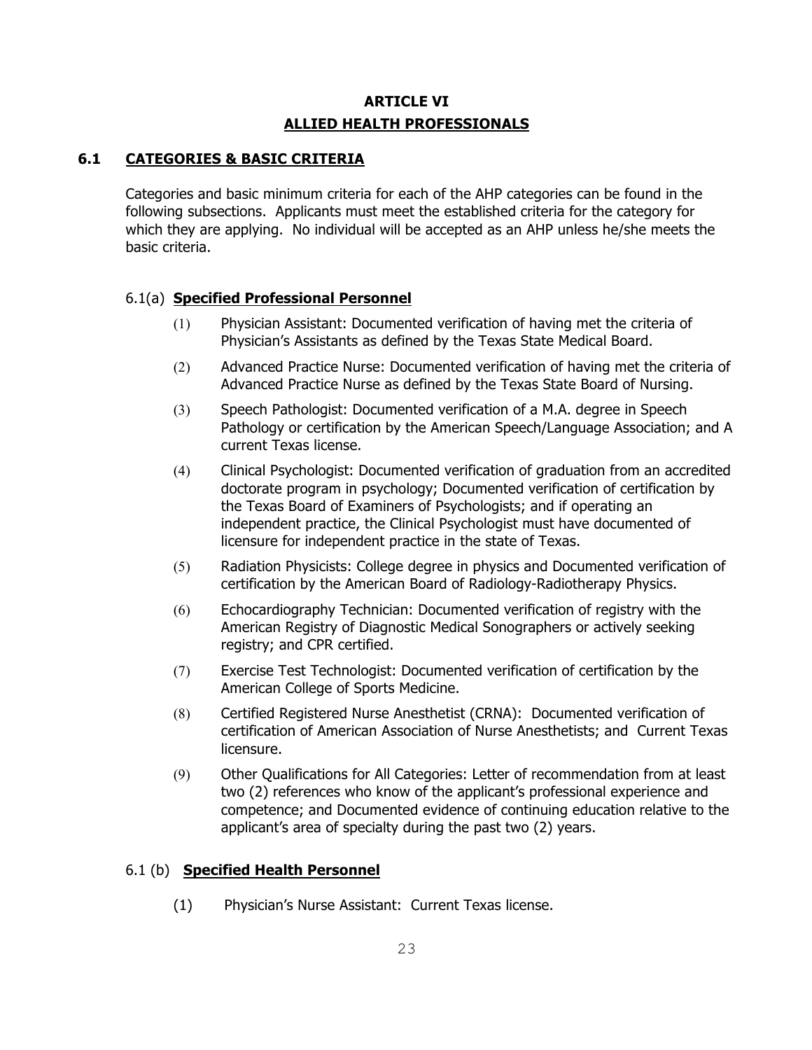# ARTICLE VI
## ALLIED HEALTH PROFESSIONALS

### 6.1 CATEGORIES & BASIC CRITERIA

Categories and basic minimum criteria for each of the AHP categories can be found in the following subsections. Applicants must meet the established criteria for the category for which they are applying. No individual will be accepted as an AHP unless he/she meets the basic criteria.

6.1(a) **Specified Professional Personnel**

(1) Physician Assistant: Documented verification of having met the criteria of Physician's Assistants as defined by the Texas State Medical Board.

(2) Advanced Practice Nurse: Documented verification of having met the criteria of Advanced Practice Nurse as defined by the Texas State Board of Nursing.

(3) Speech Pathologist: Documented verification of a M.A. degree in Speech Pathology or certification by the American Speech/Language Association; and A current Texas license.

(4) Clinical Psychologist: Documented verification of graduation from an accredited doctorate program in psychology; Documented verification of certification by the Texas Board of Examiners of Psychologists; and if operating an independent practice, the Clinical Psychologist must have documented of licensure for independent practice in the state of Texas.

(5) Radiation Physicists: College degree in physics and Documented verification of certification by the American Board of Radiology-Radiotherapy Physics.

(6) Echocardiography Technician: Documented verification of registry with the American Registry of Diagnostic Medical Sonographers or actively seeking registry; and CPR certified.

(7) Exercise Test Technologist: Documented verification of certification by the American College of Sports Medicine.

(8) Certified Registered Nurse Anesthetist (CRNA): Documented verification of certification of American Association of Nurse Anesthetists; and Current Texas licensure.

(9) Other Qualifications for All Categories: Letter of recommendation from at least two (2) references who know of the applicant's professional experience and competence; and Documented evidence of continuing education relative to the applicant's area of specialty during the past two (2) years.

6.1 (b) **Specified Health Personnel**

(1) Physician's Nurse Assistant: Current Texas license.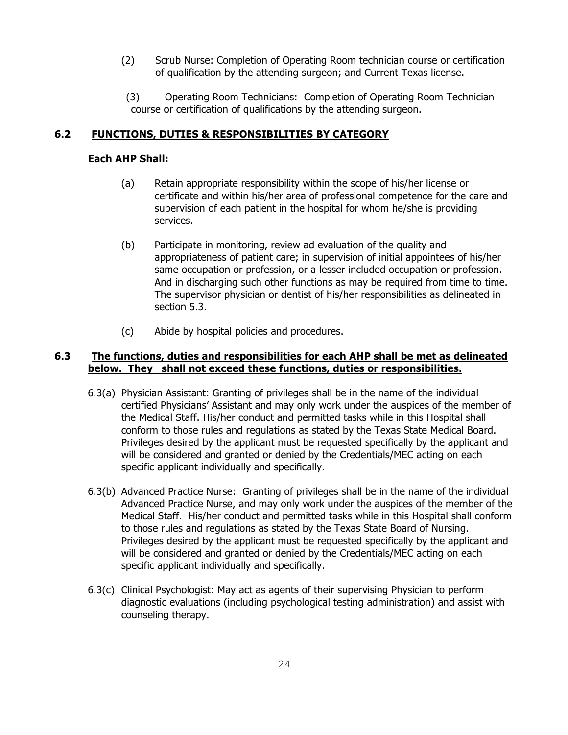(2) Scrub Nurse: Completion of Operating Room technician course or certification of qualification by the attending surgeon; and Current Texas license.

(3) Operating Room Technicians: Completion of Operating Room Technician course or certification of qualifications by the attending surgeon.

## 6.2 <u>FUNCTIONS, DUTIES & RESPONSIBILITIES BY CATEGORY</u>

**Each AHP Shall:**

(a) Retain appropriate responsibility within the scope of his/her license or certificate and within his/her area of professional competence for the care and supervision of each patient in the hospital for whom he/she is providing services.

(b) Participate in monitoring, review ad evaluation of the quality and appropriateness of patient care; in supervision of initial appointees of his/her same occupation or profession, or a lesser included occupation or profession. And in discharging such other functions as may be required from time to time. The supervisor physician or dentist of his/her responsibilities as delineated in section 5.3.

(c) Abide by hospital policies and procedures.

## 6.3 <u>The functions, duties and responsibilities for each AHP shall be met as delineated below. They shall not exceed these functions, duties or responsibilities.</u>

6.3(a) Physician Assistant: Granting of privileges shall be in the name of the individual certified Physicians' Assistant and may only work under the auspices of the member of the Medical Staff. His/her conduct and permitted tasks while in this Hospital shall conform to those rules and regulations as stated by the Texas State Medical Board. Privileges desired by the applicant must be requested specifically by the applicant and will be considered and granted or denied by the Credentials/MEC acting on each specific applicant individually and specifically.

6.3(b) Advanced Practice Nurse: Granting of privileges shall be in the name of the individual Advanced Practice Nurse, and may only work under the auspices of the member of the Medical Staff. His/her conduct and permitted tasks while in this Hospital shall conform to those rules and regulations as stated by the Texas State Board of Nursing. Privileges desired by the applicant must be requested specifically by the applicant and will be considered and granted or denied by the Credentials/MEC acting on each specific applicant individually and specifically.

6.3(c) Clinical Psychologist: May act as agents of their supervising Physician to perform diagnostic evaluations (including psychological testing administration) and assist with counseling therapy.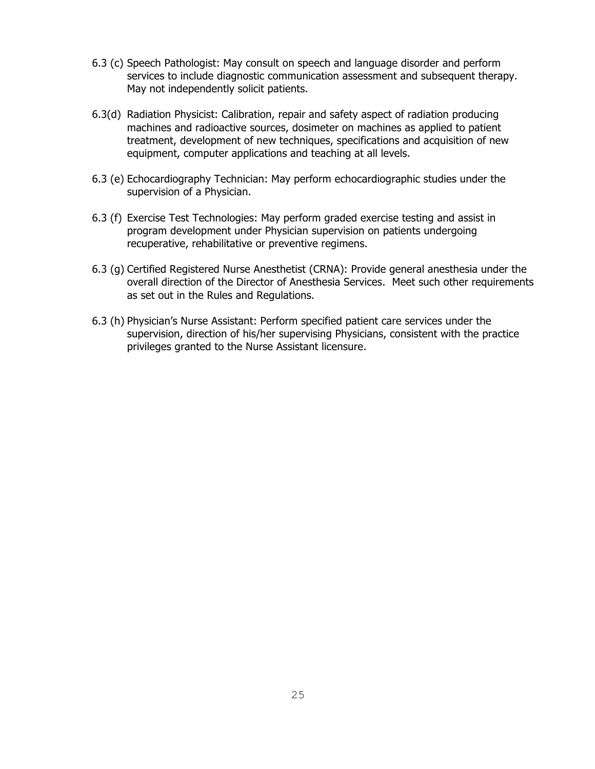6.3 (c) Speech Pathologist: May consult on speech and language disorder and perform services to include diagnostic communication assessment and subsequent therapy. May not independently solicit patients.

6.3(d) Radiation Physicist: Calibration, repair and safety aspect of radiation producing machines and radioactive sources, dosimeter on machines as applied to patient treatment, development of new techniques, specifications and acquisition of new equipment, computer applications and teaching at all levels.

6.3 (e) Echocardiography Technician: May perform echocardiographic studies under the supervision of a Physician.

6.3 (f) Exercise Test Technologies: May perform graded exercise testing and assist in program development under Physician supervision on patients undergoing recuperative, rehabilitative or preventive regimens.

6.3 (g) Certified Registered Nurse Anesthetist (CRNA): Provide general anesthesia under the overall direction of the Director of Anesthesia Services. Meet such other requirements as set out in the Rules and Regulations.

6.3 (h) Physician's Nurse Assistant: Perform specified patient care services under the supervision, direction of his/her supervising Physicians, consistent with the practice privileges granted to the Nurse Assistant licensure.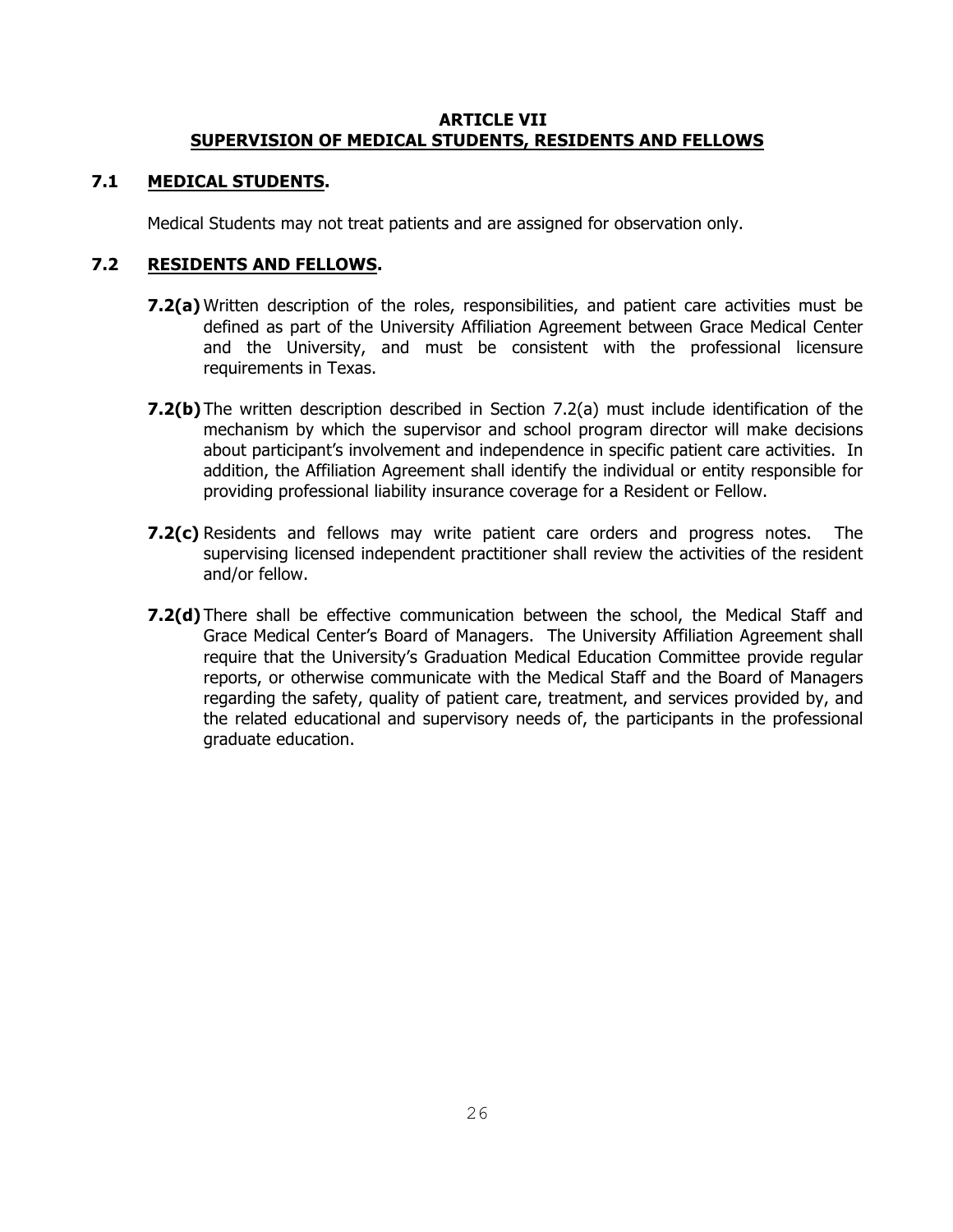## ARTICLE VII
## SUPERVISION OF MEDICAL STUDENTS, RESIDENTS AND FELLOWS

### 7.1 MEDICAL STUDENTS.

Medical Students may not treat patients and are assigned for observation only.

### 7.2 RESIDENTS AND FELLOWS.

**7.2(a)** Written description of the roles, responsibilities, and patient care activities must be defined as part of the University Affiliation Agreement between Grace Medical Center and the University, and must be consistent with the professional licensure requirements in Texas.

**7.2(b)** The written description described in Section 7.2(a) must include identification of the mechanism by which the supervisor and school program director will make decisions about participant's involvement and independence in specific patient care activities. In addition, the Affiliation Agreement shall identify the individual or entity responsible for providing professional liability insurance coverage for a Resident or Fellow.

**7.2(c)** Residents and fellows may write patient care orders and progress notes. The supervising licensed independent practitioner shall review the activities of the resident and/or fellow.

**7.2(d)** There shall be effective communication between the school, the Medical Staff and Grace Medical Center's Board of Managers. The University Affiliation Agreement shall require that the University's Graduation Medical Education Committee provide regular reports, or otherwise communicate with the Medical Staff and the Board of Managers regarding the safety, quality of patient care, treatment, and services provided by, and the related educational and supervisory needs of, the participants in the professional graduate education.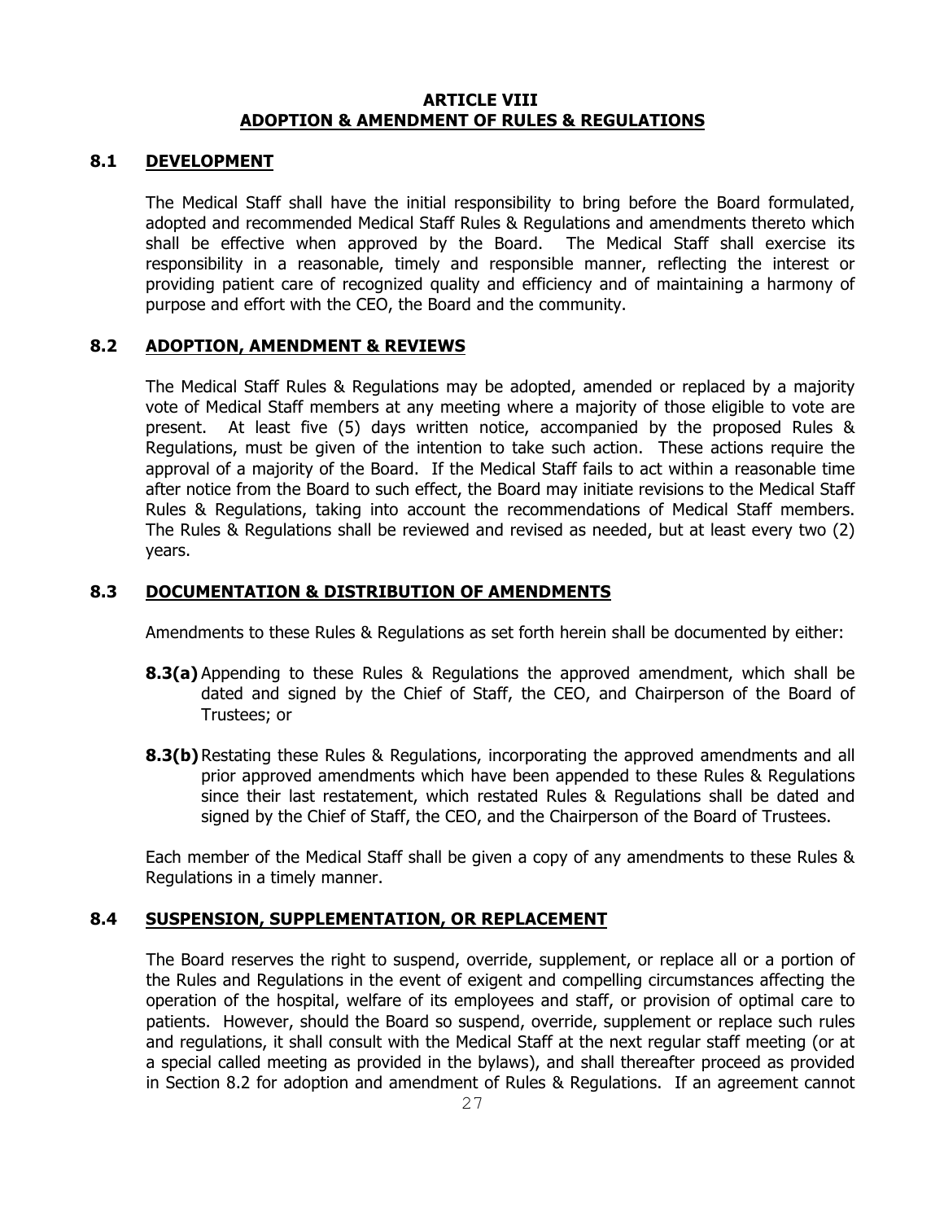## ARTICLE VIII
## ADOPTION & AMENDMENT OF RULES & REGULATIONS

### 8.1 DEVELOPMENT

The Medical Staff shall have the initial responsibility to bring before the Board formulated, adopted and recommended Medical Staff Rules & Regulations and amendments thereto which shall be effective when approved by the Board. The Medical Staff shall exercise its responsibility in a reasonable, timely and responsible manner, reflecting the interest or providing patient care of recognized quality and efficiency and of maintaining a harmony of purpose and effort with the CEO, the Board and the community.

### 8.2 ADOPTION, AMENDMENT & REVIEWS

The Medical Staff Rules & Regulations may be adopted, amended or replaced by a majority vote of Medical Staff members at any meeting where a majority of those eligible to vote are present. At least five (5) days written notice, accompanied by the proposed Rules & Regulations, must be given of the intention to take such action. These actions require the approval of a majority of the Board. If the Medical Staff fails to act within a reasonable time after notice from the Board to such effect, the Board may initiate revisions to the Medical Staff Rules & Regulations, taking into account the recommendations of Medical Staff members. The Rules & Regulations shall be reviewed and revised as needed, but at least every two (2) years.

### 8.3 DOCUMENTATION & DISTRIBUTION OF AMENDMENTS

Amendments to these Rules & Regulations as set forth herein shall be documented by either:

**8.3(a)** Appending to these Rules & Regulations the approved amendment, which shall be dated and signed by the Chief of Staff, the CEO, and Chairperson of the Board of Trustees; or

**8.3(b)** Restating these Rules & Regulations, incorporating the approved amendments and all prior approved amendments which have been appended to these Rules & Regulations since their last restatement, which restated Rules & Regulations shall be dated and signed by the Chief of Staff, the CEO, and the Chairperson of the Board of Trustees.

Each member of the Medical Staff shall be given a copy of any amendments to these Rules & Regulations in a timely manner.

### 8.4 SUSPENSION, SUPPLEMENTATION, OR REPLACEMENT

The Board reserves the right to suspend, override, supplement, or replace all or a portion of the Rules and Regulations in the event of exigent and compelling circumstances affecting the operation of the hospital, welfare of its employees and staff, or provision of optimal care to patients. However, should the Board so suspend, override, supplement or replace such rules and regulations, it shall consult with the Medical Staff at the next regular staff meeting (or at a special called meeting as provided in the bylaws), and shall thereafter proceed as provided in Section 8.2 for adoption and amendment of Rules & Regulations. If an agreement cannot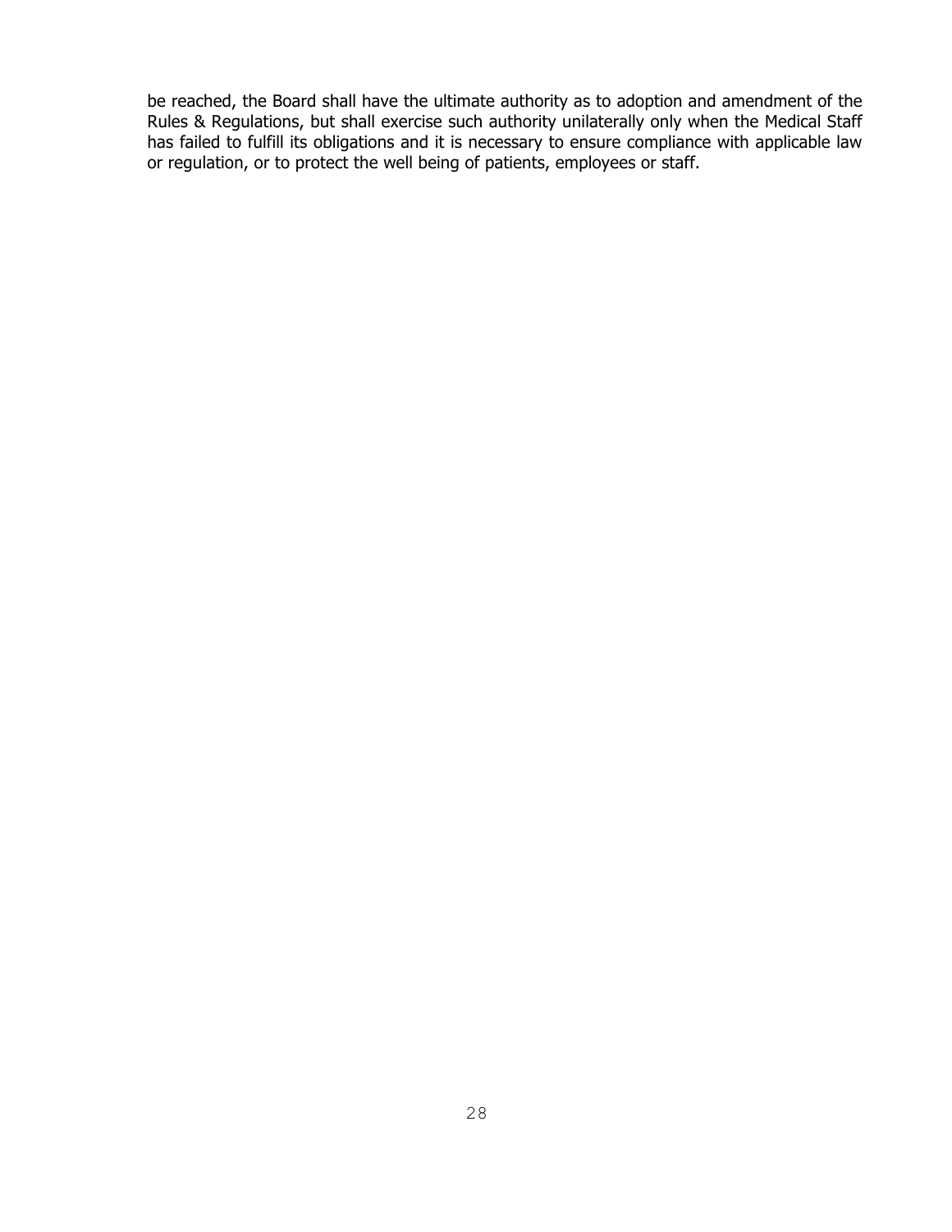be reached, the Board shall have the ultimate authority as to adoption and amendment of the Rules & Regulations, but shall exercise such authority unilaterally only when the Medical Staff has failed to fulfill its obligations and it is necessary to ensure compliance with applicable law or regulation, or to protect the well being of patients, employees or staff.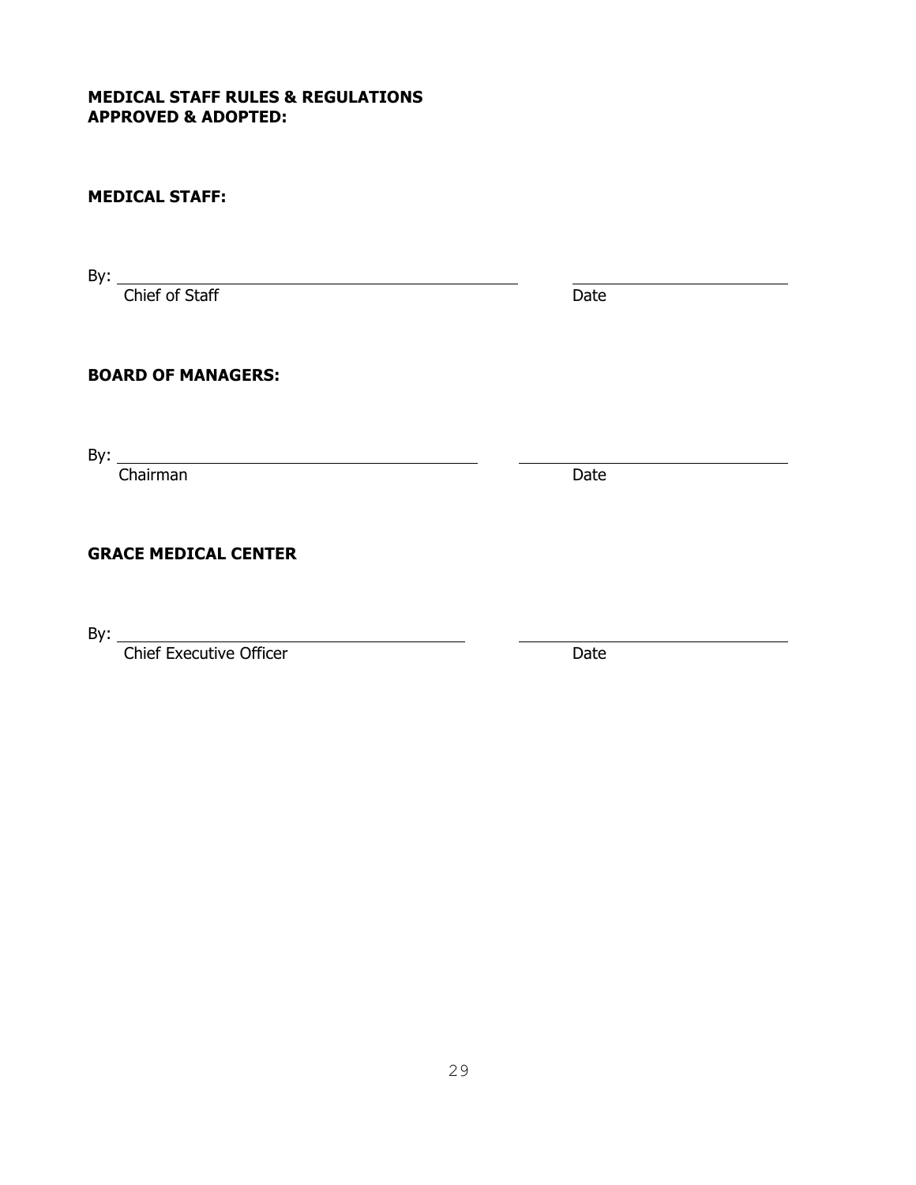**MEDICAL STAFF RULES & REGULATIONS**
**APPROVED & ADOPTED:**

**MEDICAL STAFF:**

By: ______________________________________ ______________________

Chief of Staff Date

**BOARD OF MANAGERS:**

By: ______________________________________ ______________________

Chairman Date

**GRACE MEDICAL CENTER**

By: ______________________________________ ______________________

Chief Executive Officer Date